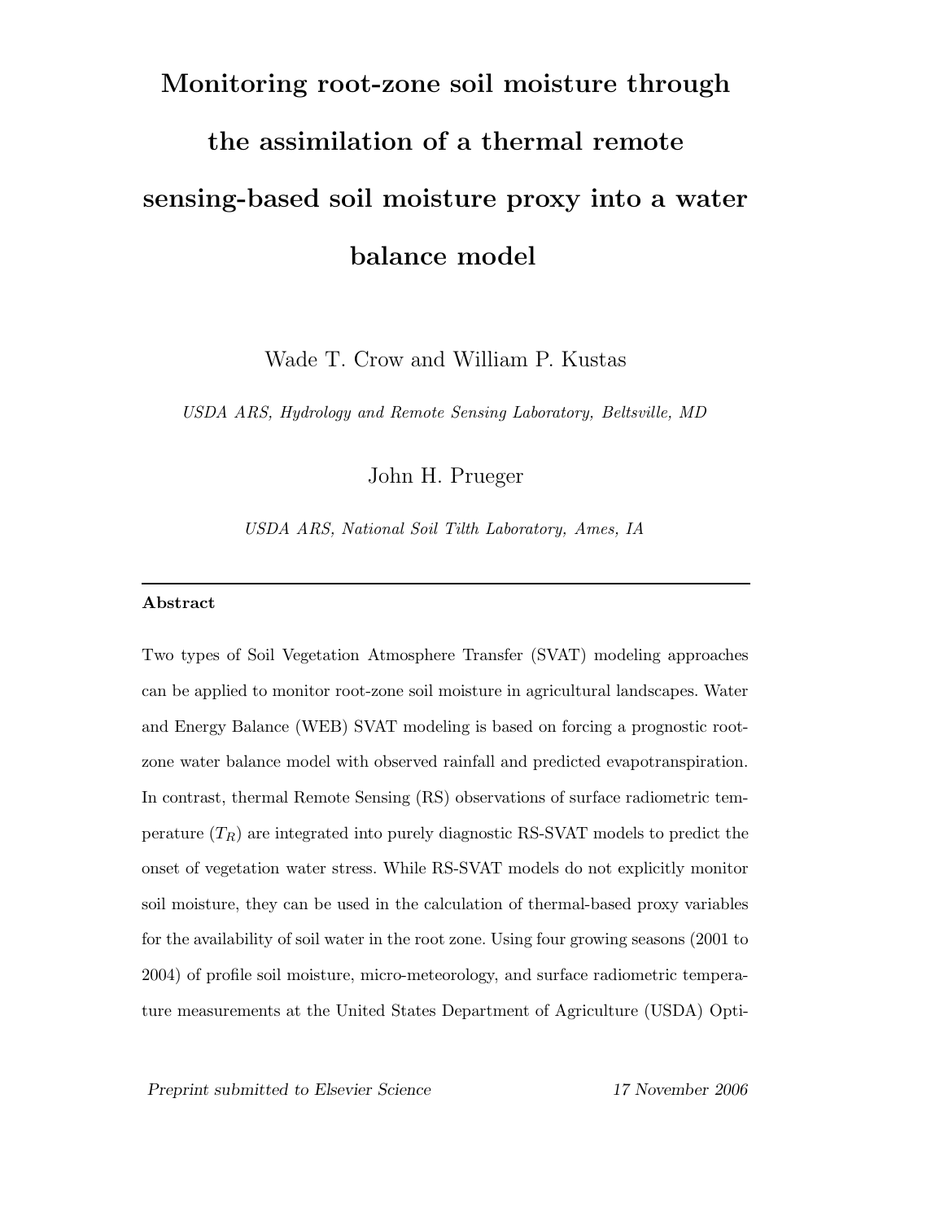# Monitoring root-zone soil moisture through the assimilation of a thermal remote sensing-based soil moisture proxy into a water balance model

Wade T. Crow and William P. Kustas

*USDA ARS, Hydrology and Remote Sensing Laboratory, Beltsville, MD*

John H. Prueger

*USDA ARS, National Soil Tilth Laboratory, Ames, IA*

---

**Abstract**

Two types of Soil Vegetation Atmosphere Transfer (SVAT) modeling approaches can be applied to monitor root-zone soil moisture in agricultural landscapes. Water and Energy Balance (WEB) SVAT modeling is based on forcing a prognostic root-zone water balance model with observed rainfall and predicted evapotranspiration. In contrast, thermal Remote Sensing (RS) observations of surface radiometric temperature ($T_R$) are integrated into purely diagnostic RS-SVAT models to predict the onset of vegetation water stress. While RS-SVAT models do not explicitly monitor soil moisture, they can be used in the calculation of thermal-based proxy variables for the availability of soil water in the root zone. Using four growing seasons (2001 to 2004) of profile soil moisture, micro-meteorology, and surface radiometric temperature measurements at the United States Department of Agriculture (USDA) Opti-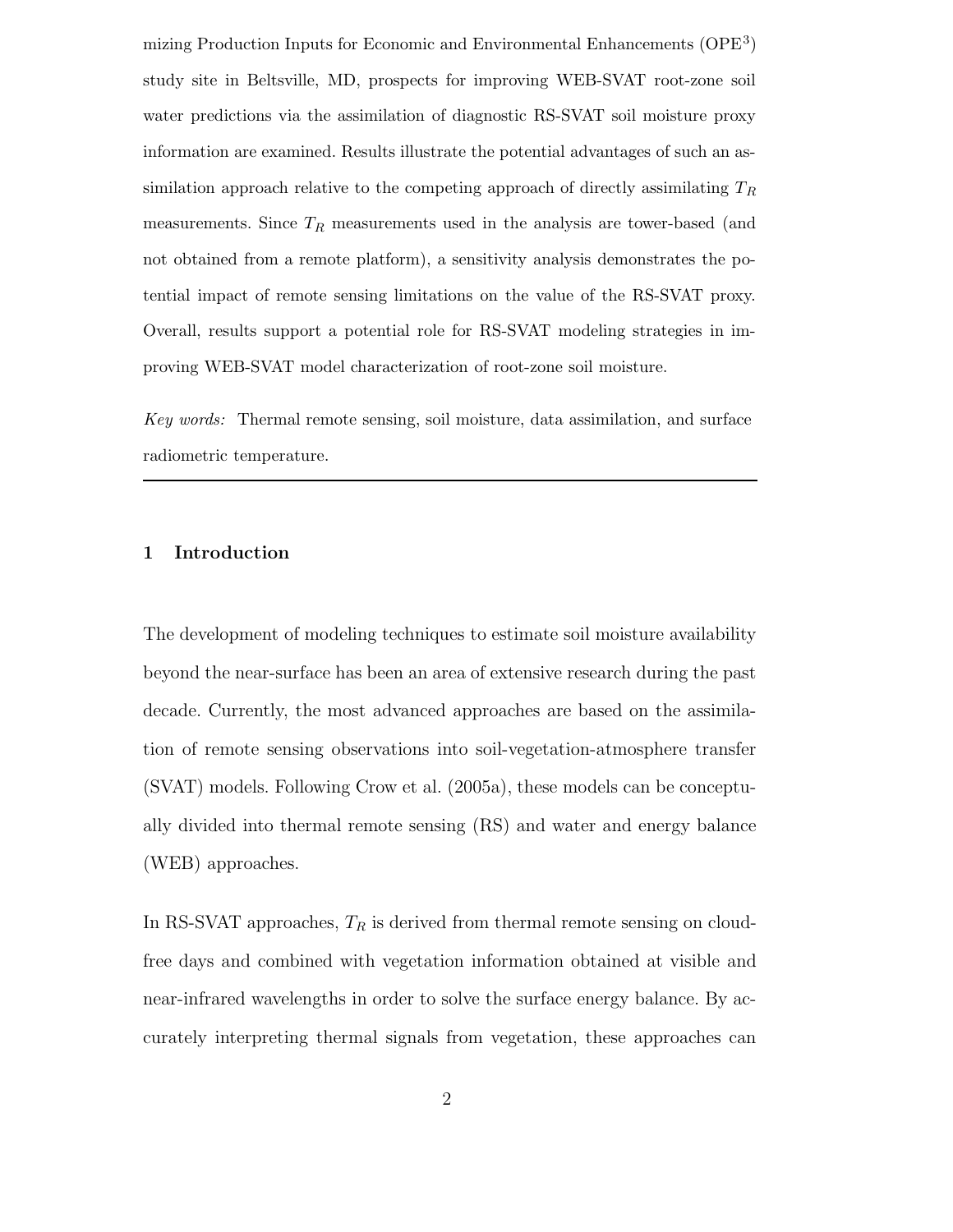mizing Production Inputs for Economic and Environmental Enhancements (OPE$^3$) study site in Beltsville, MD, prospects for improving WEB-SVAT root-zone soil water predictions via the assimilation of diagnostic RS-SVAT soil moisture proxy information are examined. Results illustrate the potential advantages of such an assimilation approach relative to the competing approach of directly assimilating $T_R$ measurements. Since $T_R$ measurements used in the analysis are tower-based (and not obtained from a remote platform), a sensitivity analysis demonstrates the potential impact of remote sensing limitations on the value of the RS-SVAT proxy. Overall, results support a potential role for RS-SVAT modeling strategies in improving WEB-SVAT model characterization of root-zone soil moisture.

*Key words:* Thermal remote sensing, soil moisture, data assimilation, and surface radiometric temperature.

---

## 1 Introduction

The development of modeling techniques to estimate soil moisture availability beyond the near-surface has been an area of extensive research during the past decade. Currently, the most advanced approaches are based on the assimilation of remote sensing observations into soil-vegetation-atmosphere transfer (SVAT) models. Following Crow et al. (2005a), these models can be conceptually divided into thermal remote sensing (RS) and water and energy balance (WEB) approaches.

In RS-SVAT approaches, $T_R$ is derived from thermal remote sensing on cloud-free days and combined with vegetation information obtained at visible and near-infrared wavelengths in order to solve the surface energy balance. By accurately interpreting thermal signals from vegetation, these approaches can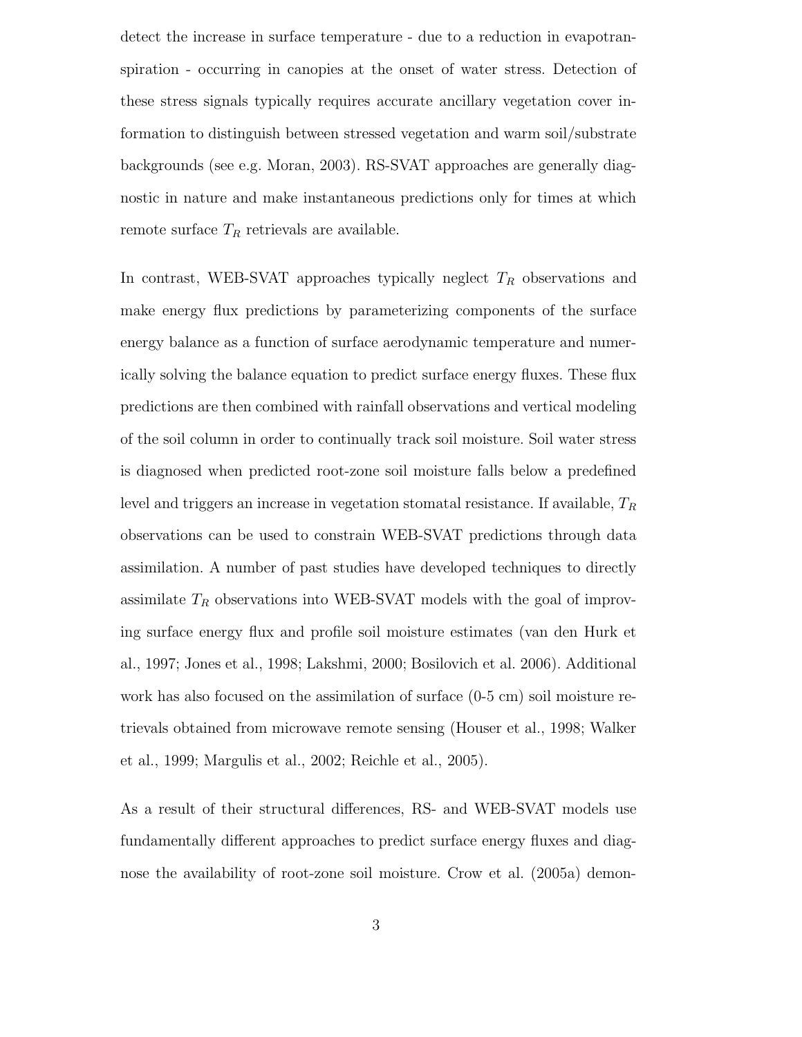detect the increase in surface temperature - due to a reduction in evapotranspiration - occurring in canopies at the onset of water stress. Detection of these stress signals typically requires accurate ancillary vegetation cover information to distinguish between stressed vegetation and warm soil/substrate backgrounds (see e.g. Moran, 2003). RS-SVAT approaches are generally diagnostic in nature and make instantaneous predictions only for times at which remote surface $T_R$ retrievals are available.

In contrast, WEB-SVAT approaches typically neglect $T_R$ observations and make energy flux predictions by parameterizing components of the surface energy balance as a function of surface aerodynamic temperature and numerically solving the balance equation to predict surface energy fluxes. These flux predictions are then combined with rainfall observations and vertical modeling of the soil column in order to continually track soil moisture. Soil water stress is diagnosed when predicted root-zone soil moisture falls below a predefined level and triggers an increase in vegetation stomatal resistance. If available, $T_R$ observations can be used to constrain WEB-SVAT predictions through data assimilation. A number of past studies have developed techniques to directly assimilate $T_R$ observations into WEB-SVAT models with the goal of improving surface energy flux and profile soil moisture estimates (van den Hurk et al., 1997; Jones et al., 1998; Lakshmi, 2000; Bosilovich et al. 2006). Additional work has also focused on the assimilation of surface (0-5 cm) soil moisture retrievals obtained from microwave remote sensing (Houser et al., 1998; Walker et al., 1999; Margulis et al., 2002; Reichle et al., 2005).

As a result of their structural differences, RS- and WEB-SVAT models use fundamentally different approaches to predict surface energy fluxes and diagnose the availability of root-zone soil moisture. Crow et al. (2005a) demon-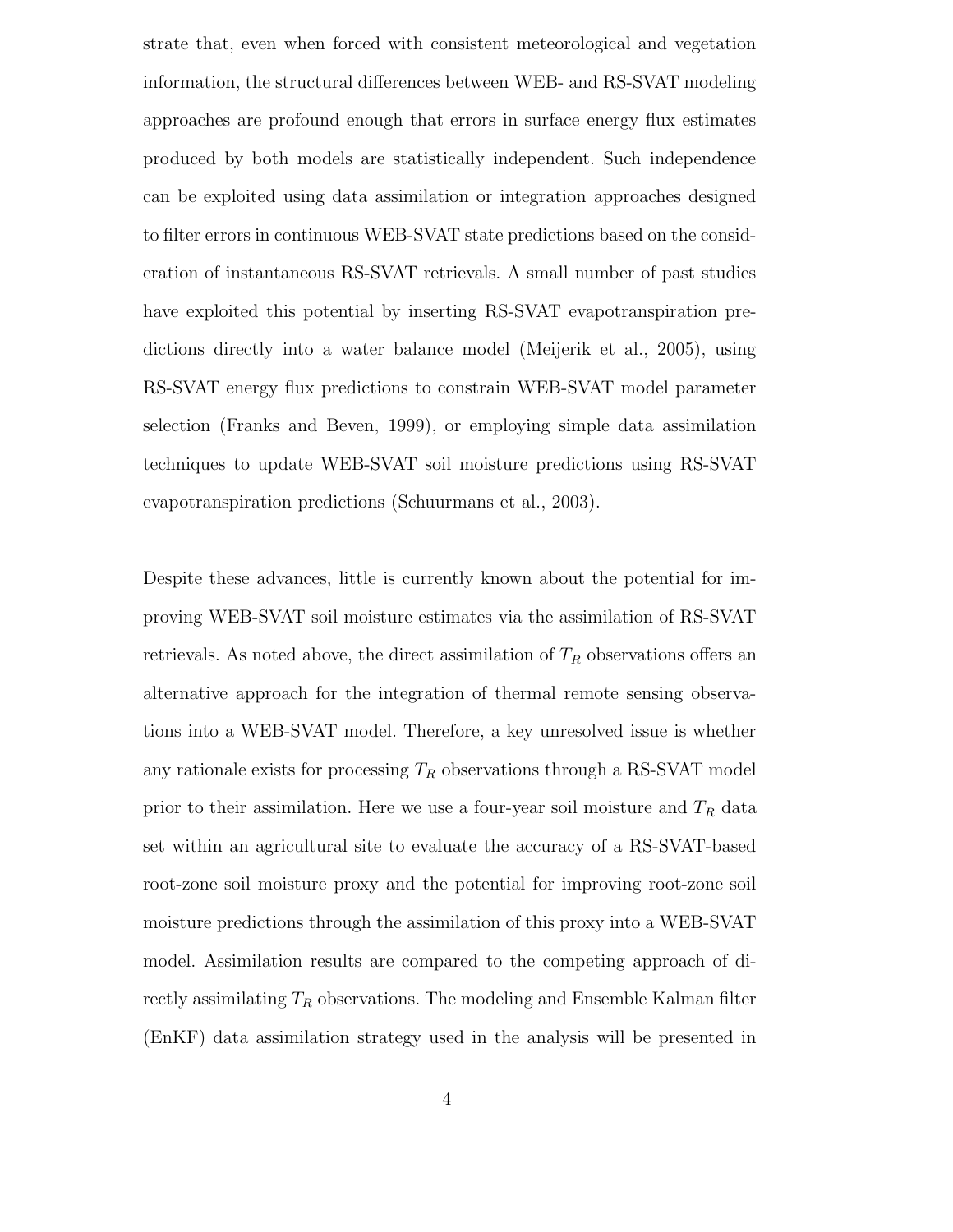strate that, even when forced with consistent meteorological and vegetation information, the structural differences between WEB- and RS-SVAT modeling approaches are profound enough that errors in surface energy flux estimates produced by both models are statistically independent. Such independence can be exploited using data assimilation or integration approaches designed to filter errors in continuous WEB-SVAT state predictions based on the consideration of instantaneous RS-SVAT retrievals. A small number of past studies have exploited this potential by inserting RS-SVAT evapotranspiration predictions directly into a water balance model (Meijerik et al., 2005), using RS-SVAT energy flux predictions to constrain WEB-SVAT model parameter selection (Franks and Beven, 1999), or employing simple data assimilation techniques to update WEB-SVAT soil moisture predictions using RS-SVAT evapotranspiration predictions (Schuurmans et al., 2003).

Despite these advances, little is currently known about the potential for improving WEB-SVAT soil moisture estimates via the assimilation of RS-SVAT retrievals. As noted above, the direct assimilation of $T_R$ observations offers an alternative approach for the integration of thermal remote sensing observations into a WEB-SVAT model. Therefore, a key unresolved issue is whether any rationale exists for processing $T_R$ observations through a RS-SVAT model prior to their assimilation. Here we use a four-year soil moisture and $T_R$ data set within an agricultural site to evaluate the accuracy of a RS-SVAT-based root-zone soil moisture proxy and the potential for improving root-zone soil moisture predictions through the assimilation of this proxy into a WEB-SVAT model. Assimilation results are compared to the competing approach of directly assimilating $T_R$ observations. The modeling and Ensemble Kalman filter (EnKF) data assimilation strategy used in the analysis will be presented in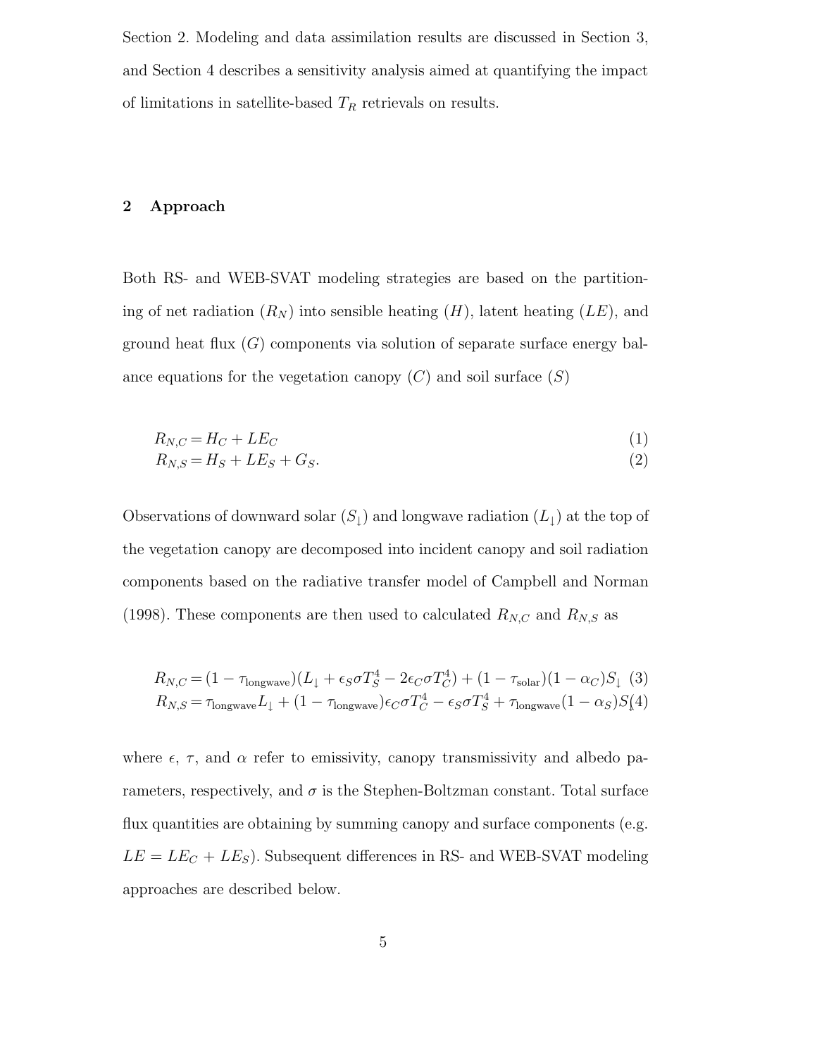Section 2. Modeling and data assimilation results are discussed in Section 3, and Section 4 describes a sensitivity analysis aimed at quantifying the impact of limitations in satellite-based $T_R$ retrievals on results.

## 2 Approach

Both RS- and WEB-SVAT modeling strategies are based on the partitioning of net radiation ($R_N$) into sensible heating ($H$), latent heating ($LE$), and ground heat flux ($G$) components via solution of separate surface energy balance equations for the vegetation canopy ($C$) and soil surface ($S$)

$$R_{N,C} = H_C + LE_C \tag{1}$$

$$R_{N,S} = H_S + LE_S + G_S. \tag{2}$$

Observations of downward solar ($S_\downarrow$) and longwave radiation ($L_\downarrow$) at the top of the vegetation canopy are decomposed into incident canopy and soil radiation components based on the radiative transfer model of Campbell and Norman (1998). These components are then used to calculated $R_{N,C}$ and $R_{N,S}$ as

$$R_{N,C} = (1 - \tau_{\text{longwave}})(L_\downarrow + \epsilon_S \sigma T_S^4 - 2\epsilon_C \sigma T_C^4) + (1 - \tau_{\text{solar}})(1 - \alpha_C)S_\downarrow \tag{3}$$

$$R_{N,S} = \tau_{\text{longwave}} L_\downarrow + (1 - \tau_{\text{longwave}})\epsilon_C \sigma T_C^4 - \epsilon_S \sigma T_S^4 + \tau_{\text{longwave}}(1 - \alpha_S)S_\downarrow \tag{4}$$

where $\epsilon$, $\tau$, and $\alpha$ refer to emissivity, canopy transmissivity and albedo parameters, respectively, and $\sigma$ is the Stephen-Boltzman constant. Total surface flux quantities are obtaining by summing canopy and surface components (e.g. $LE = LE_C + LE_S$). Subsequent differences in RS- and WEB-SVAT modeling approaches are described below.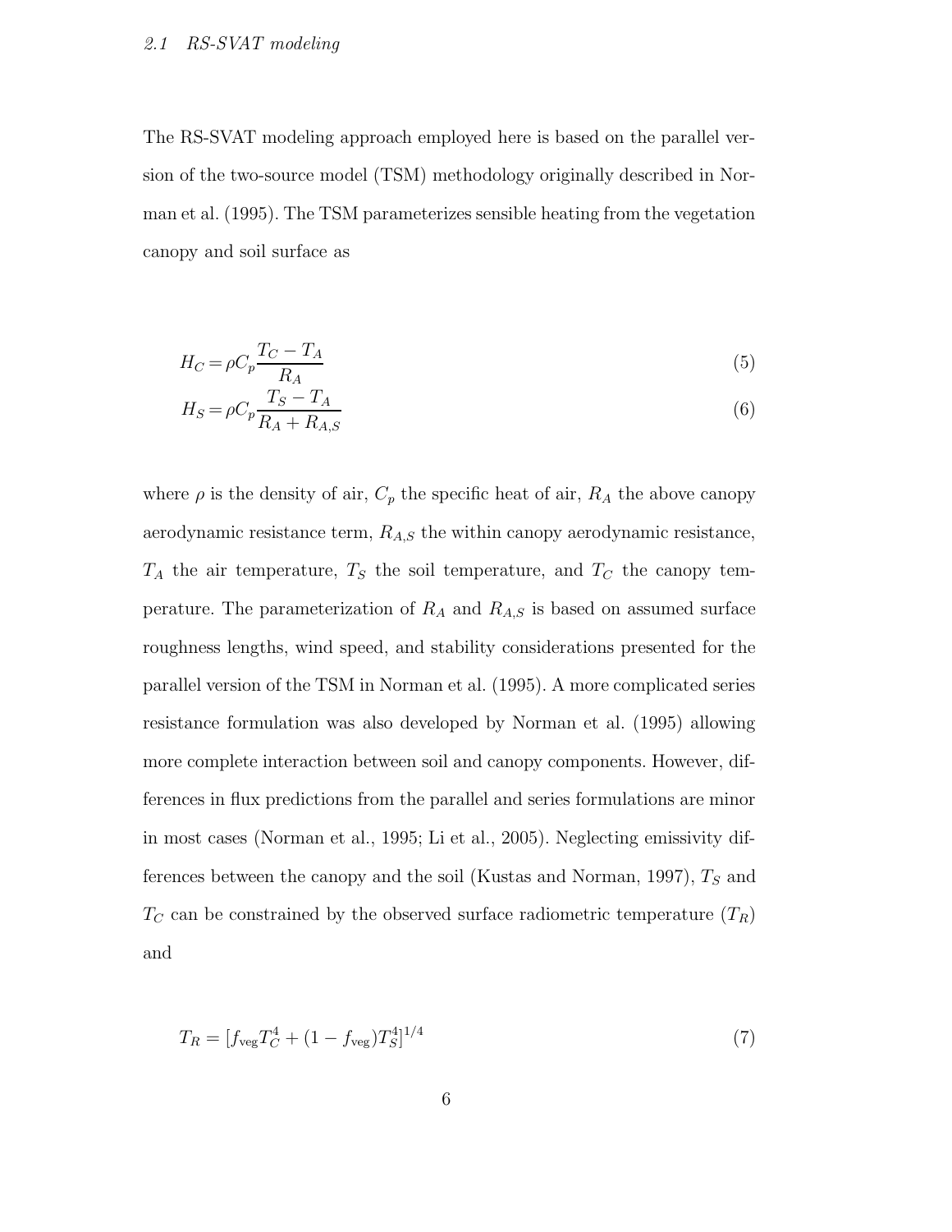### 2.1 RS-SVAT modeling

The RS-SVAT modeling approach employed here is based on the parallel version of the two-source model (TSM) methodology originally described in Norman et al. (1995). The TSM parameterizes sensible heating from the vegetation canopy and soil surface as

$$H_C = \rho C_p \frac{T_C - T_A}{R_A} \tag{5}$$

$$H_S = \rho C_p \frac{T_S - T_A}{R_A + R_{A,S}} \tag{6}$$

where $\rho$ is the density of air, $C_p$ the specific heat of air, $R_A$ the above canopy aerodynamic resistance term, $R_{A,S}$ the within canopy aerodynamic resistance, $T_A$ the air temperature, $T_S$ the soil temperature, and $T_C$ the canopy temperature. The parameterization of $R_A$ and $R_{A,S}$ is based on assumed surface roughness lengths, wind speed, and stability considerations presented for the parallel version of the TSM in Norman et al. (1995). A more complicated series resistance formulation was also developed by Norman et al. (1995) allowing more complete interaction between soil and canopy components. However, differences in flux predictions from the parallel and series formulations are minor in most cases (Norman et al., 1995; Li et al., 2005). Neglecting emissivity differences between the canopy and the soil (Kustas and Norman, 1997), $T_S$ and $T_C$ can be constrained by the observed surface radiometric temperature ($T_R$) and

$$T_R = [f_{\text{veg}} T_C^4 + (1 - f_{\text{veg}}) T_S^4]^{1/4} \tag{7}$$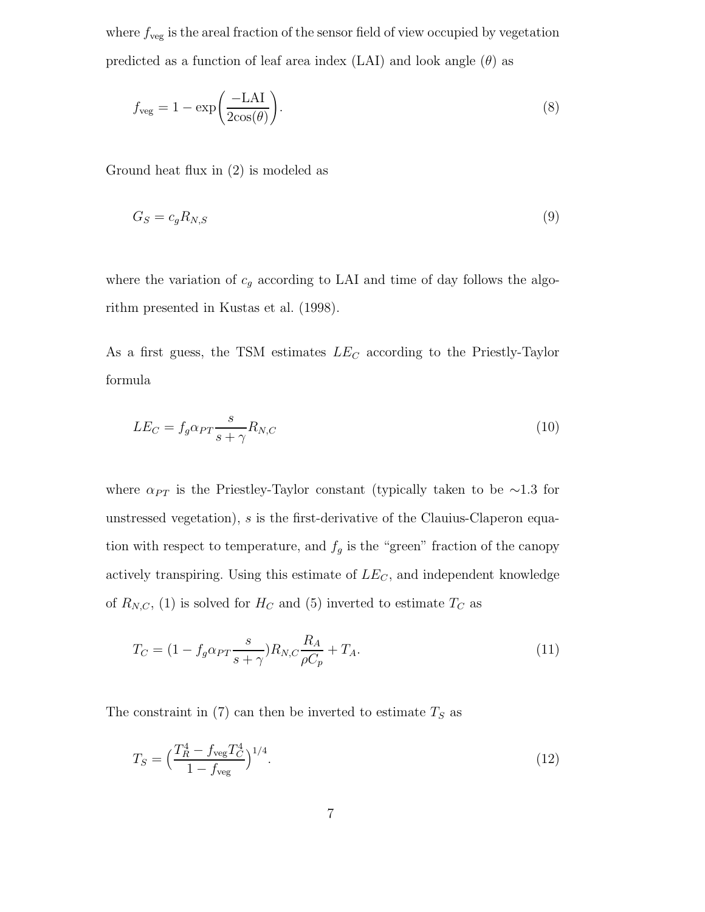where $f_{\text{veg}}$ is the areal fraction of the sensor field of view occupied by vegetation predicted as a function of leaf area index (LAI) and look angle ($\theta$) as

$$f_{\text{veg}} = 1 - \exp\left(\frac{-\text{LAI}}{2\cos(\theta)}\right). \tag{8}$$

Ground heat flux in (2) is modeled as

$$G_S = c_g R_{N,S} \tag{9}$$

where the variation of $c_g$ according to LAI and time of day follows the algorithm presented in Kustas et al. (1998).

As a first guess, the TSM estimates $LE_C$ according to the Priestly-Taylor formula

$$LE_C = f_g \alpha_{PT} \frac{s}{s+\gamma} R_{N,C} \tag{10}$$

where $\alpha_{PT}$ is the Priestley-Taylor constant (typically taken to be ∼1.3 for unstressed vegetation), $s$ is the first-derivative of the Clauius-Claperon equation with respect to temperature, and $f_g$ is the "green" fraction of the canopy actively transpiring. Using this estimate of $LE_C$, and independent knowledge of $R_{N,C}$, (1) is solved for $H_C$ and (5) inverted to estimate $T_C$ as

$$T_C = (1 - f_g \alpha_{PT} \frac{s}{s+\gamma}) R_{N,C} \frac{R_A}{\rho C_p} + T_A. \tag{11}$$

The constraint in (7) can then be inverted to estimate $T_S$ as

$$T_S = \Big(\frac{T_R^4 - f_{\text{veg}} T_C^4}{1 - f_{\text{veg}}}\Big)^{1/4}. \tag{12}$$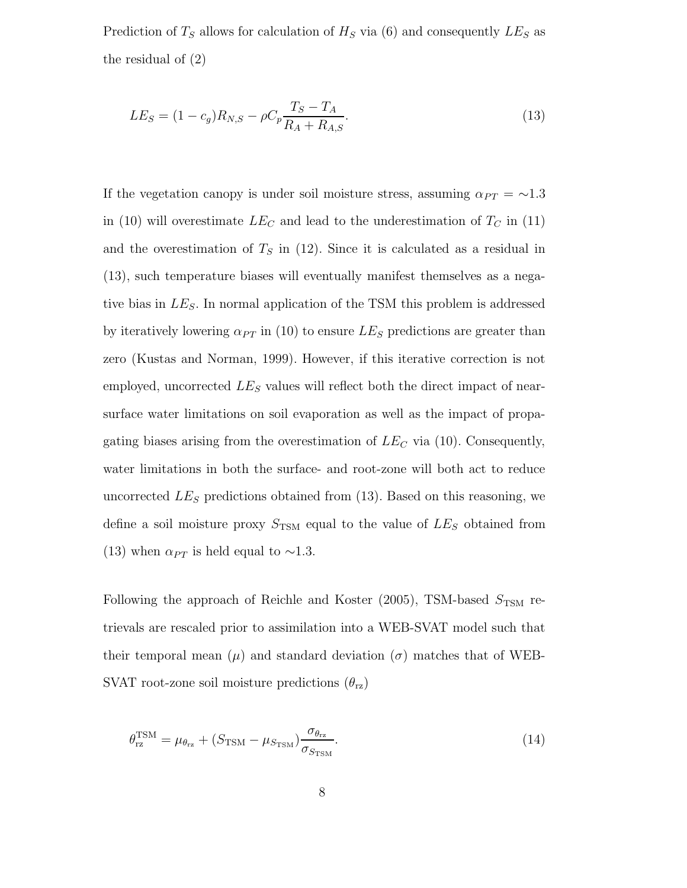Prediction of $T_S$ allows for calculation of $H_S$ via (6) and consequently $LE_S$ as the residual of (2)

$$LE_S = (1 - c_g)R_{N,S} - \rho C_p \frac{T_S - T_A}{R_A + R_{A,S}}. \tag{13}$$

If the vegetation canopy is under soil moisture stress, assuming $\alpha_{PT} = \sim 1.3$ in (10) will overestimate $LE_C$ and lead to the underestimation of $T_C$ in (11) and the overestimation of $T_S$ in (12). Since it is calculated as a residual in (13), such temperature biases will eventually manifest themselves as a negative bias in $LE_S$. In normal application of the TSM this problem is addressed by iteratively lowering $\alpha_{PT}$ in (10) to ensure $LE_S$ predictions are greater than zero (Kustas and Norman, 1999). However, if this iterative correction is not employed, uncorrected $LE_S$ values will reflect both the direct impact of near-surface water limitations on soil evaporation as well as the impact of propagating biases arising from the overestimation of $LE_C$ via (10). Consequently, water limitations in both the surface- and root-zone will both act to reduce uncorrected $LE_S$ predictions obtained from (13). Based on this reasoning, we define a soil moisture proxy $S_{\mathrm{TSM}}$ equal to the value of $LE_S$ obtained from (13) when $\alpha_{PT}$ is held equal to $\sim$1.3.

Following the approach of Reichle and Koster (2005), TSM-based $S_{\mathrm{TSM}}$ retrievals are rescaled prior to assimilation into a WEB-SVAT model such that their temporal mean ($\mu$) and standard deviation ($\sigma$) matches that of WEB-SVAT root-zone soil moisture predictions ($\theta_{\mathrm{rz}}$)

$$\theta_{\mathrm{rz}}^{\mathrm{TSM}} = \mu_{\theta_{\mathrm{rz}}} + (S_{\mathrm{TSM}} - \mu_{S_{\mathrm{TSM}}}) \frac{\sigma_{\theta_{\mathrm{rz}}}}{\sigma_{S_{\mathrm{TSM}}}}. \tag{14}$$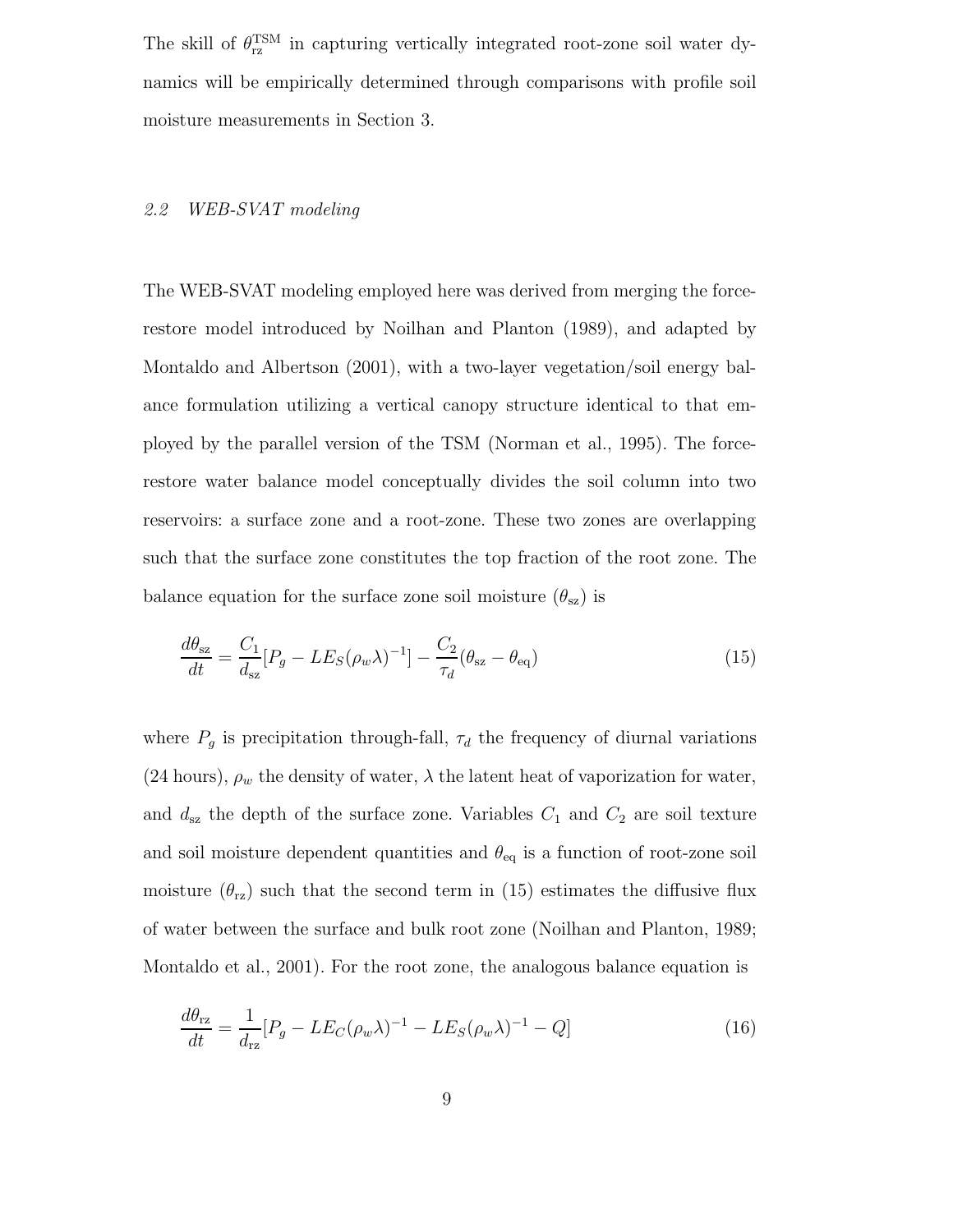The skill of $\theta_{\text{rz}}^{\text{TSM}}$ in capturing vertically integrated root-zone soil water dynamics will be empirically determined through comparisons with profile soil moisture measurements in Section 3.

### *2.2 WEB-SVAT modeling*

The WEB-SVAT modeling employed here was derived from merging the force-restore model introduced by Noilhan and Planton (1989), and adapted by Montaldo and Albertson (2001), with a two-layer vegetation/soil energy balance formulation utilizing a vertical canopy structure identical to that employed by the parallel version of the TSM (Norman et al., 1995). The force-restore water balance model conceptually divides the soil column into two reservoirs: a surface zone and a root-zone. These two zones are overlapping such that the surface zone constitutes the top fraction of the root zone. The balance equation for the surface zone soil moisture ($\theta_{\text{sz}}$) is

$$\frac{d\theta_{\text{sz}}}{dt} = \frac{C_1}{d_{\text{sz}}}[P_g - LE_S(\rho_w\lambda)^{-1}] - \frac{C_2}{\tau_d}(\theta_{\text{sz}} - \theta_{\text{eq}}) \tag{15}$$

where $P_g$ is precipitation through-fall, $\tau_d$ the frequency of diurnal variations (24 hours), $\rho_w$ the density of water, $\lambda$ the latent heat of vaporization for water, and $d_{\text{sz}}$ the depth of the surface zone. Variables $C_1$ and $C_2$ are soil texture and soil moisture dependent quantities and $\theta_{\text{eq}}$ is a function of root-zone soil moisture ($\theta_{\text{rz}}$) such that the second term in (15) estimates the diffusive flux of water between the surface and bulk root zone (Noilhan and Planton, 1989; Montaldo et al., 2001). For the root zone, the analogous balance equation is

$$\frac{d\theta_{\text{rz}}}{dt} = \frac{1}{d_{\text{rz}}}[P_g - LE_C(\rho_w\lambda)^{-1} - LE_S(\rho_w\lambda)^{-1} - Q] \tag{16}$$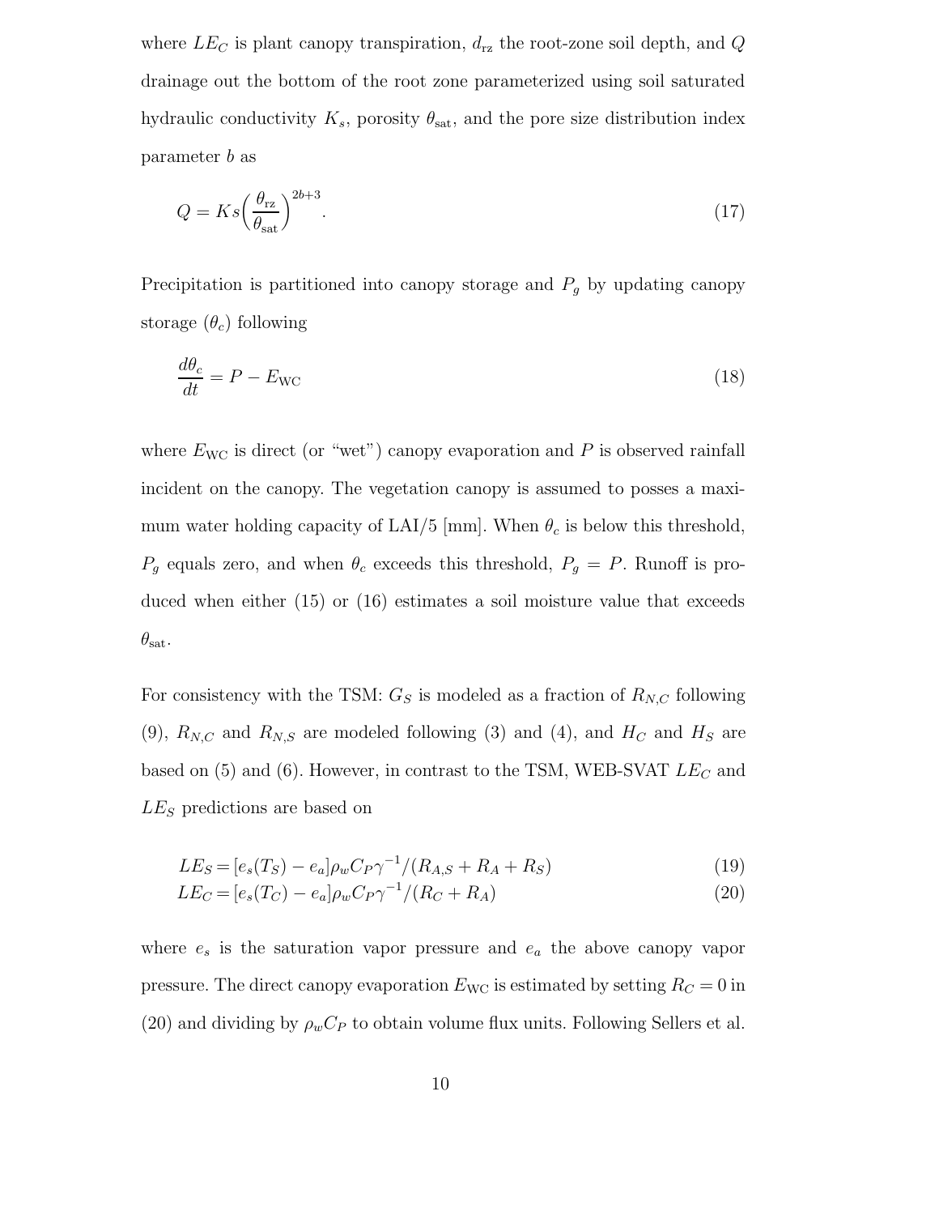where $LE_C$ is plant canopy transpiration, $d_{\mathrm{rz}}$ the root-zone soil depth, and $Q$ drainage out the bottom of the root zone parameterized using soil saturated hydraulic conductivity $K_s$, porosity $\theta_{\mathrm{sat}}$, and the pore size distribution index parameter $b$ as

$$Q = Ks\left(\frac{\theta_{\mathrm{rz}}}{\theta_{\mathrm{sat}}}\right)^{2b+3}. \tag{17}$$

Precipitation is partitioned into canopy storage and $P_g$ by updating canopy storage ($\theta_c$) following

$$\frac{d\theta_c}{dt} = P - E_{\mathrm{WC}} \tag{18}$$

where $E_{\mathrm{WC}}$ is direct (or "wet") canopy evaporation and $P$ is observed rainfall incident on the canopy. The vegetation canopy is assumed to posses a maximum water holding capacity of LAI/5 [mm]. When $\theta_c$ is below this threshold, $P_g$ equals zero, and when $\theta_c$ exceeds this threshold, $P_g = P$. Runoff is produced when either (15) or (16) estimates a soil moisture value that exceeds $\theta_{\mathrm{sat}}$.

For consistency with the TSM: $G_S$ is modeled as a fraction of $R_{N,C}$ following (9), $R_{N,C}$ and $R_{N,S}$ are modeled following (3) and (4), and $H_C$ and $H_S$ are based on (5) and (6). However, in contrast to the TSM, WEB-SVAT $LE_C$ and $LE_S$ predictions are based on

$$LE_S = [e_s(T_S) - e_a]\rho_w C_P \gamma^{-1}/(R_{A,S} + R_A + R_S) \tag{19}$$

$$LE_C = [e_s(T_C) - e_a]\rho_w C_P \gamma^{-1}/(R_C + R_A) \tag{20}$$

where $e_s$ is the saturation vapor pressure and $e_a$ the above canopy vapor pressure. The direct canopy evaporation $E_{\mathrm{WC}}$ is estimated by setting $R_C = 0$ in (20) and dividing by $\rho_w C_P$ to obtain volume flux units. Following Sellers et al.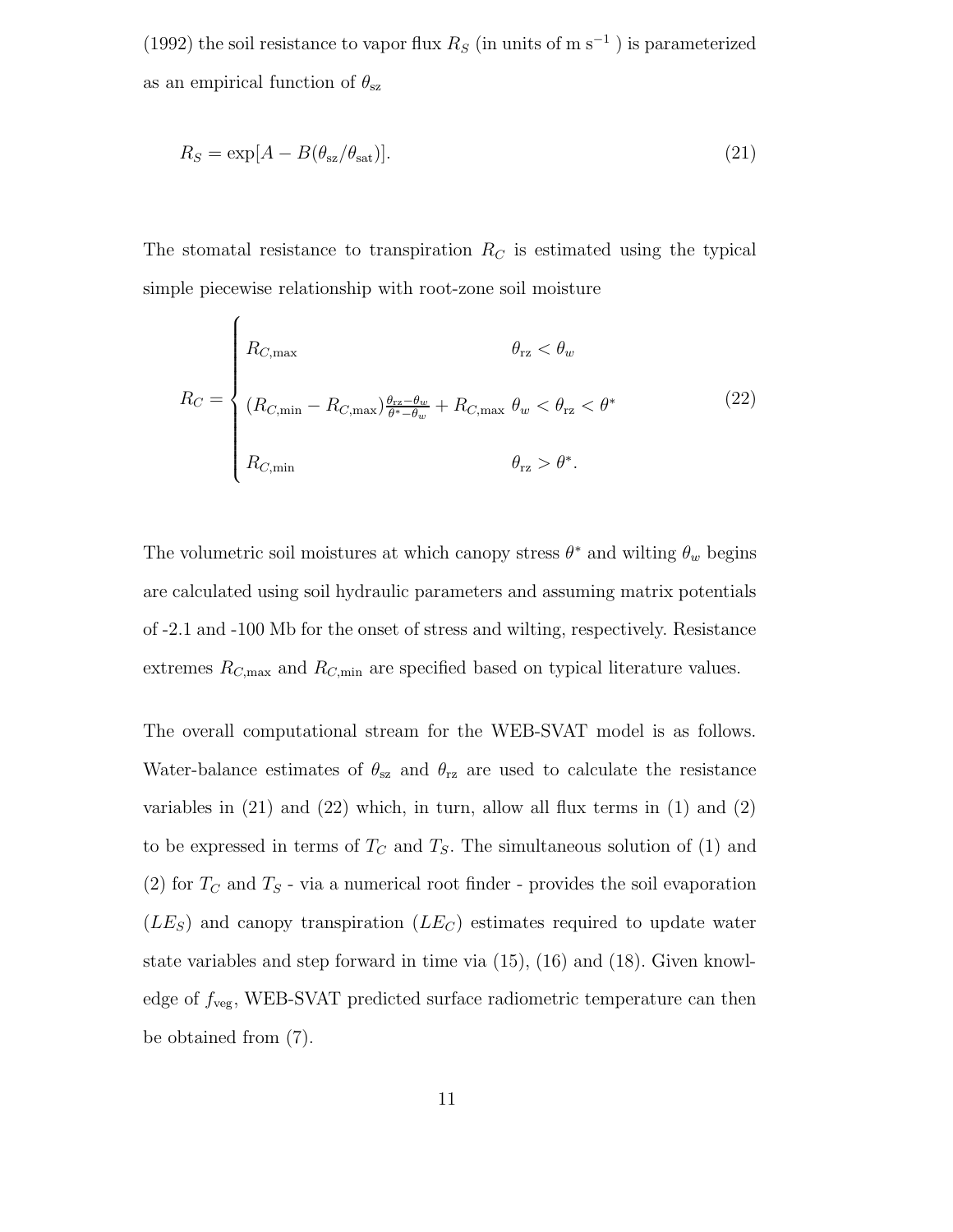(1992) the soil resistance to vapor flux $R_S$ (in units of m s$^{-1}$ ) is parameterized as an empirical function of $\theta_{\rm sz}$

$$R_S = \exp[A - B(\theta_{\rm sz}/\theta_{\rm sat})]. \tag{21}$$

The stomatal resistance to transpiration $R_C$ is estimated using the typical simple piecewise relationship with root-zone soil moisture

$$R_C = \begin{cases} R_{C,\max} & \theta_{\rm rz} < \theta_w \\ (R_{C,\min} - R_{C,\max})\frac{\theta_{\rm rz}-\theta_w}{\theta^*-\theta_w} + R_{C,\max} & \theta_w < \theta_{\rm rz} < \theta^* \\ R_{C,\min} & \theta_{\rm rz} > \theta^*. \end{cases} \tag{22}$$

The volumetric soil moistures at which canopy stress $\theta^*$ and wilting $\theta_w$ begins are calculated using soil hydraulic parameters and assuming matrix potentials of -2.1 and -100 Mb for the onset of stress and wilting, respectively. Resistance extremes $R_{C,\max}$ and $R_{C,\min}$ are specified based on typical literature values.

The overall computational stream for the WEB-SVAT model is as follows. Water-balance estimates of $\theta_{\rm sz}$ and $\theta_{\rm rz}$ are used to calculate the resistance variables in (21) and (22) which, in turn, allow all flux terms in (1) and (2) to be expressed in terms of $T_C$ and $T_S$. The simultaneous solution of (1) and (2) for $T_C$ and $T_S$ - via a numerical root finder - provides the soil evaporation ($LE_S$) and canopy transpiration ($LE_C$) estimates required to update water state variables and step forward in time via (15), (16) and (18). Given knowledge of $f_{\rm veg}$, WEB-SVAT predicted surface radiometric temperature can then be obtained from (7).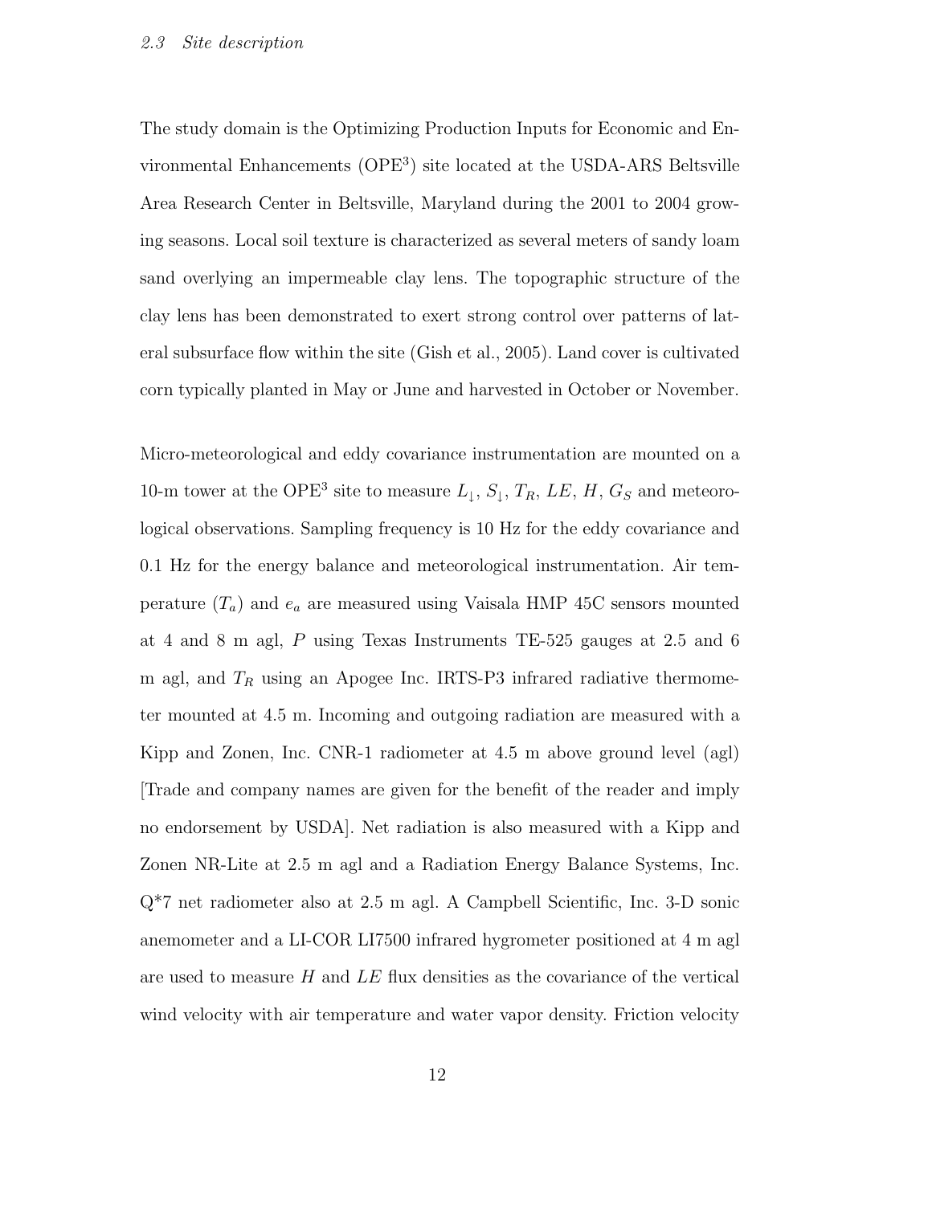### 2.3 Site description

The study domain is the Optimizing Production Inputs for Economic and Environmental Enhancements ($OPE^3$) site located at the USDA-ARS Beltsville Area Research Center in Beltsville, Maryland during the 2001 to 2004 growing seasons. Local soil texture is characterized as several meters of sandy loam sand overlying an impermeable clay lens. The topographic structure of the clay lens has been demonstrated to exert strong control over patterns of lateral subsurface flow within the site (Gish et al., 2005). Land cover is cultivated corn typically planted in May or June and harvested in October or November.

Micro-meteorological and eddy covariance instrumentation are mounted on a 10-m tower at the $OPE^3$ site to measure $L_{\downarrow}$, $S_{\downarrow}$, $T_R$, $LE$, $H$, $G_S$ and meteorological observations. Sampling frequency is 10 Hz for the eddy covariance and 0.1 Hz for the energy balance and meteorological instrumentation. Air temperature ($T_a$) and $e_a$ are measured using Vaisala HMP 45C sensors mounted at 4 and 8 m agl, $P$ using Texas Instruments TE-525 gauges at 2.5 and 6 m agl, and $T_R$ using an Apogee Inc. IRTS-P3 infrared radiative thermometer mounted at 4.5 m. Incoming and outgoing radiation are measured with a Kipp and Zonen, Inc. CNR-1 radiometer at 4.5 m above ground level (agl) [Trade and company names are given for the benefit of the reader and imply no endorsement by USDA]. Net radiation is also measured with a Kipp and Zonen NR-Lite at 2.5 m agl and a Radiation Energy Balance Systems, Inc. Q*7 net radiometer also at 2.5 m agl. A Campbell Scientific, Inc. 3-D sonic anemometer and a LI-COR LI7500 infrared hygrometer positioned at 4 m agl are used to measure $H$ and $LE$ flux densities as the covariance of the vertical wind velocity with air temperature and water vapor density. Friction velocity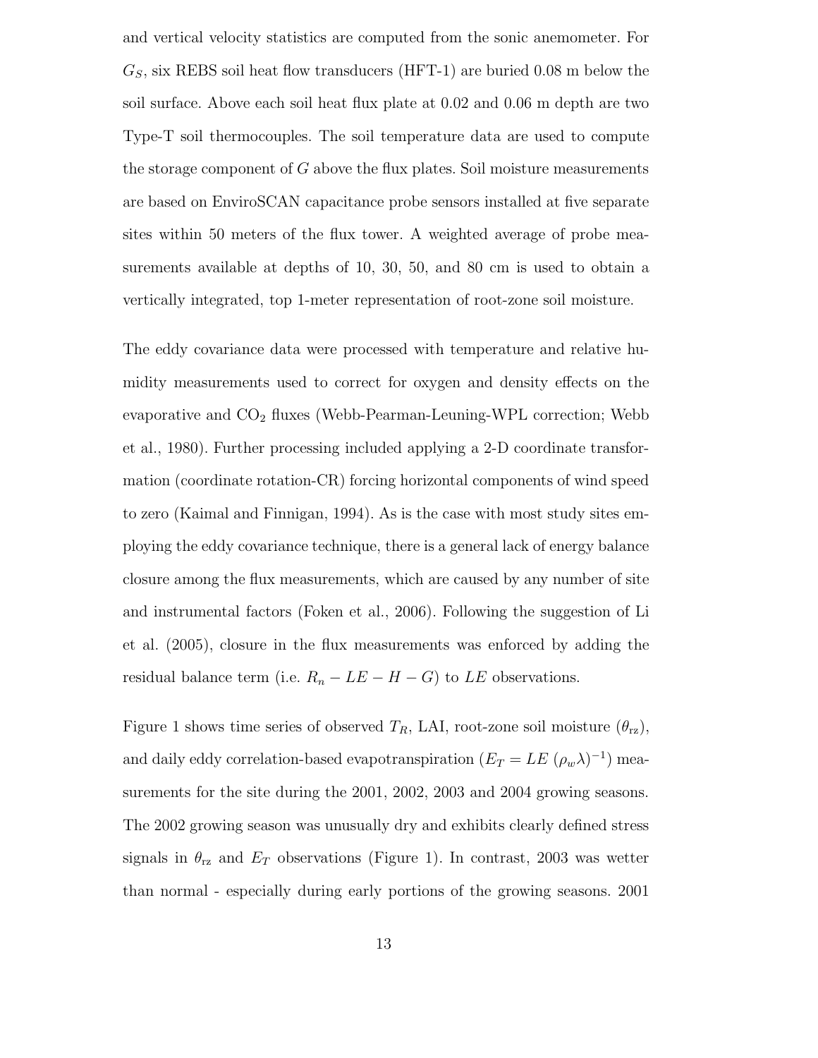and vertical velocity statistics are computed from the sonic anemometer. For $G_S$, six REBS soil heat flow transducers (HFT-1) are buried 0.08 m below the soil surface. Above each soil heat flux plate at 0.02 and 0.06 m depth are two Type-T soil thermocouples. The soil temperature data are used to compute the storage component of $G$ above the flux plates. Soil moisture measurements are based on EnviroSCAN capacitance probe sensors installed at five separate sites within 50 meters of the flux tower. A weighted average of probe measurements available at depths of 10, 30, 50, and 80 cm is used to obtain a vertically integrated, top 1-meter representation of root-zone soil moisture.

The eddy covariance data were processed with temperature and relative humidity measurements used to correct for oxygen and density effects on the evaporative and $CO_2$ fluxes (Webb-Pearman-Leuning-WPL correction; Webb et al., 1980). Further processing included applying a 2-D coordinate transformation (coordinate rotation-CR) forcing horizontal components of wind speed to zero (Kaimal and Finnigan, 1994). As is the case with most study sites employing the eddy covariance technique, there is a general lack of energy balance closure among the flux measurements, which are caused by any number of site and instrumental factors (Foken et al., 2006). Following the suggestion of Li et al. (2005), closure in the flux measurements was enforced by adding the residual balance term (i.e. $R_n - LE - H - G$) to $LE$ observations.

Figure 1 shows time series of observed $T_R$, LAI, root-zone soil moisture ($\theta_{\mathrm{rz}}$), and daily eddy correlation-based evapotranspiration ($E_T = LE\ (\rho_w \lambda)^{-1}$) measurements for the site during the 2001, 2002, 2003 and 2004 growing seasons. The 2002 growing season was unusually dry and exhibits clearly defined stress signals in $\theta_{\mathrm{rz}}$ and $E_T$ observations (Figure 1). In contrast, 2003 was wetter than normal - especially during early portions of the growing seasons. 2001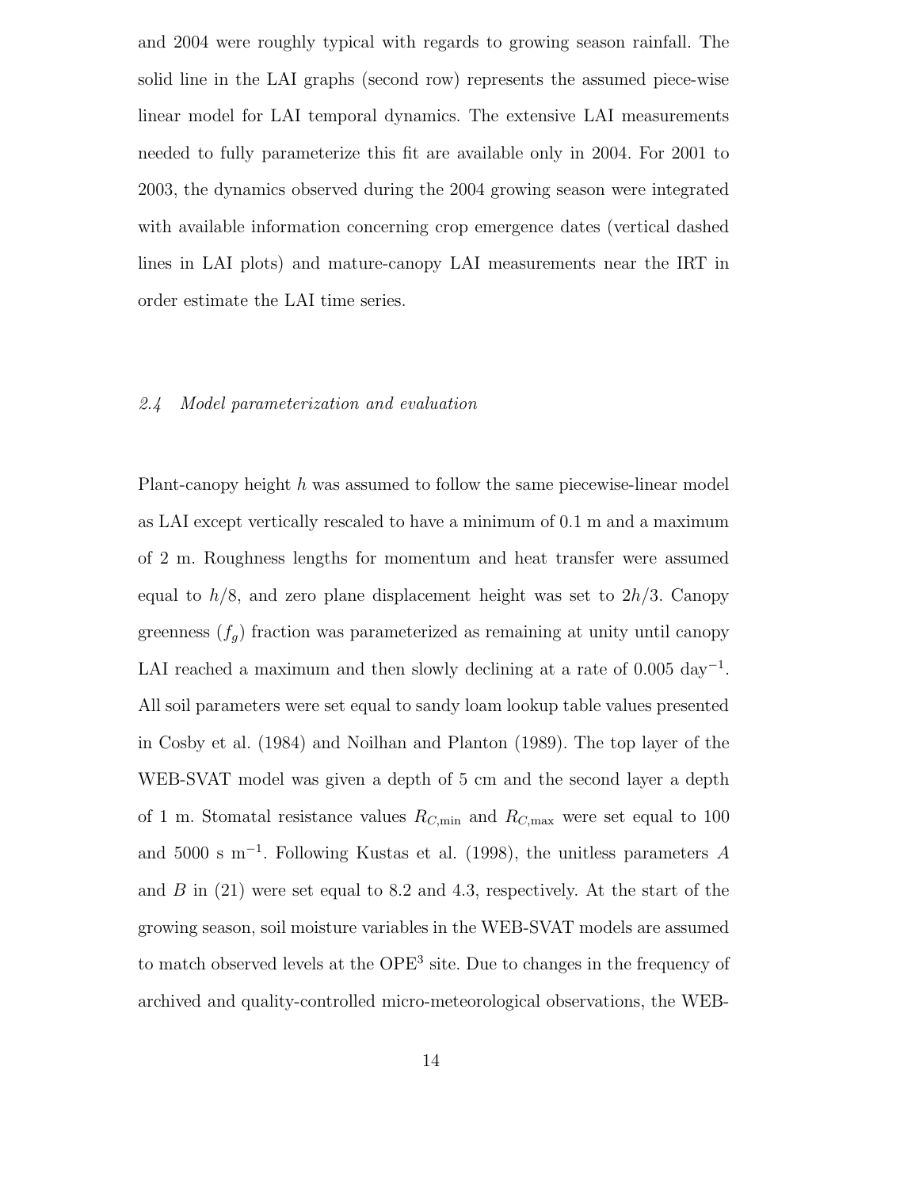and 2004 were roughly typical with regards to growing season rainfall. The solid line in the LAI graphs (second row) represents the assumed piece-wise linear model for LAI temporal dynamics. The extensive LAI measurements needed to fully parameterize this fit are available only in 2004. For 2001 to 2003, the dynamics observed during the 2004 growing season were integrated with available information concerning crop emergence dates (vertical dashed lines in LAI plots) and mature-canopy LAI measurements near the IRT in order estimate the LAI time series.

### *2.4 Model parameterization and evaluation*

Plant-canopy height $h$ was assumed to follow the same piecewise-linear model as LAI except vertically rescaled to have a minimum of 0.1 m and a maximum of 2 m. Roughness lengths for momentum and heat transfer were assumed equal to $h/8$, and zero plane displacement height was set to $2h/3$. Canopy greenness ($f_g$) fraction was parameterized as remaining at unity until canopy LAI reached a maximum and then slowly declining at a rate of 0.005 day$^{-1}$. All soil parameters were set equal to sandy loam lookup table values presented in Cosby et al. (1984) and Noilhan and Planton (1989). The top layer of the WEB-SVAT model was given a depth of 5 cm and the second layer a depth of 1 m. Stomatal resistance values $R_{C,\min}$ and $R_{C,\max}$ were set equal to 100 and 5000 s m$^{-1}$. Following Kustas et al. (1998), the unitless parameters $A$ and $B$ in (21) were set equal to 8.2 and 4.3, respectively. At the start of the growing season, soil moisture variables in the WEB-SVAT models are assumed to match observed levels at the OPE$^3$ site. Due to changes in the frequency of archived and quality-controlled micro-meteorological observations, the WEB-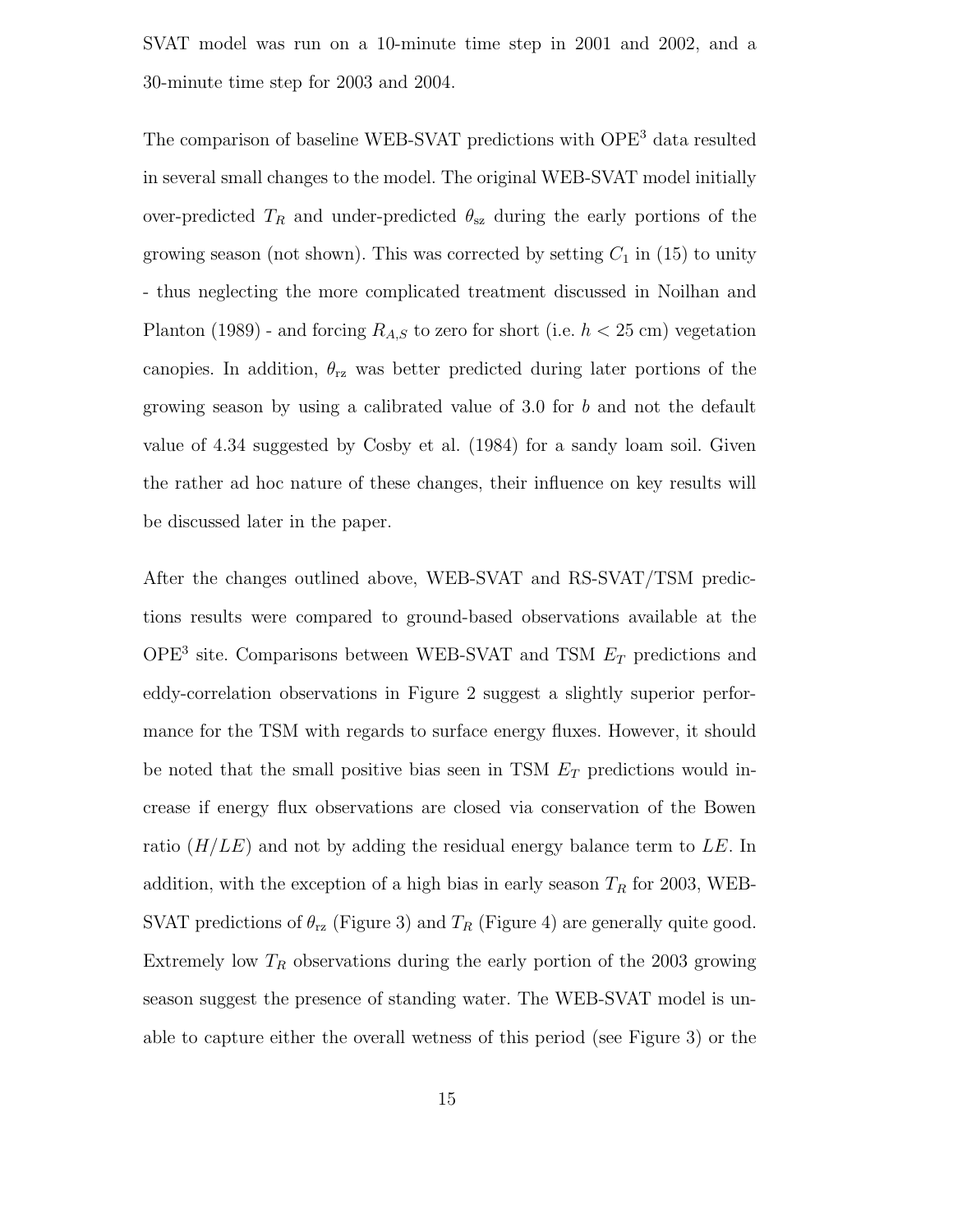SVAT model was run on a 10-minute time step in 2001 and 2002, and a 30-minute time step for 2003 and 2004.

The comparison of baseline WEB-SVAT predictions with OPE$^3$ data resulted in several small changes to the model. The original WEB-SVAT model initially over-predicted $T_R$ and under-predicted $\theta_{\mathrm{sz}}$ during the early portions of the growing season (not shown). This was corrected by setting $C_1$ in (15) to unity - thus neglecting the more complicated treatment discussed in Noilhan and Planton (1989) - and forcing $R_{A,S}$ to zero for short (i.e. $h < 25$ cm) vegetation canopies. In addition, $\theta_{\mathrm{rz}}$ was better predicted during later portions of the growing season by using a calibrated value of 3.0 for $b$ and not the default value of 4.34 suggested by Cosby et al. (1984) for a sandy loam soil. Given the rather ad hoc nature of these changes, their influence on key results will be discussed later in the paper.

After the changes outlined above, WEB-SVAT and RS-SVAT/TSM predictions results were compared to ground-based observations available at the OPE$^3$ site. Comparisons between WEB-SVAT and TSM $E_T$ predictions and eddy-correlation observations in Figure 2 suggest a slightly superior performance for the TSM with regards to surface energy fluxes. However, it should be noted that the small positive bias seen in TSM $E_T$ predictions would increase if energy flux observations are closed via conservation of the Bowen ratio ($H/LE$) and not by adding the residual energy balance term to $LE$. In addition, with the exception of a high bias in early season $T_R$ for 2003, WEB-SVAT predictions of $\theta_{\mathrm{rz}}$ (Figure 3) and $T_R$ (Figure 4) are generally quite good. Extremely low $T_R$ observations during the early portion of the 2003 growing season suggest the presence of standing water. The WEB-SVAT model is unable to capture either the overall wetness of this period (see Figure 3) or the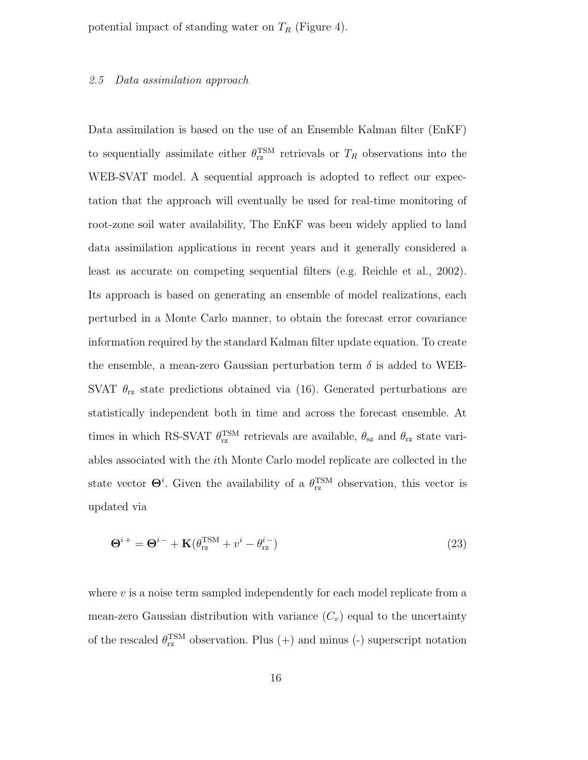potential impact of standing water on $T_R$ (Figure 4).

### *2.5 Data assimilation approach*

Data assimilation is based on the use of an Ensemble Kalman filter (EnKF) to sequentially assimilate either $\theta_{\mathrm{rz}}^{\mathrm{TSM}}$ retrievals or $T_R$ observations into the WEB-SVAT model. A sequential approach is adopted to reflect our expectation that the approach will eventually be used for real-time monitoring of root-zone soil water availability, The EnKF was been widely applied to land data assimilation applications in recent years and it generally considered a least as accurate on competing sequential filters (e.g. Reichle et al., 2002). Its approach is based on generating an ensemble of model realizations, each perturbed in a Monte Carlo manner, to obtain the forecast error covariance information required by the standard Kalman filter update equation. To create the ensemble, a mean-zero Gaussian perturbation term $\delta$ is added to WEB-SVAT $\theta_{\mathrm{rz}}$ state predictions obtained via (16). Generated perturbations are statistically independent both in time and across the forecast ensemble. At times in which RS-SVAT $\theta_{\mathrm{rz}}^{\mathrm{TSM}}$ retrievals are available, $\theta_{\mathrm{sz}}$ and $\theta_{\mathrm{rz}}$ state variables associated with the $i$th Monte Carlo model replicate are collected in the state vector $\mathbf{\Theta}^i$. Given the availability of a $\theta_{\mathrm{rz}}^{\mathrm{TSM}}$ observation, this vector is updated via

$$\mathbf{\Theta}^{i\,+} = \mathbf{\Theta}^{i\,-} + \mathbf{K}(\theta_{\mathrm{rz}}^{\mathrm{TSM}} + v^i - \theta_{\mathrm{rz}}^{i\,-}) \tag{23}$$

where $v$ is a noise term sampled independently for each model replicate from a mean-zero Gaussian distribution with variance ($C_v$) equal to the uncertainty of the rescaled $\theta_{\mathrm{rz}}^{\mathrm{TSM}}$ observation. Plus (+) and minus (-) superscript notation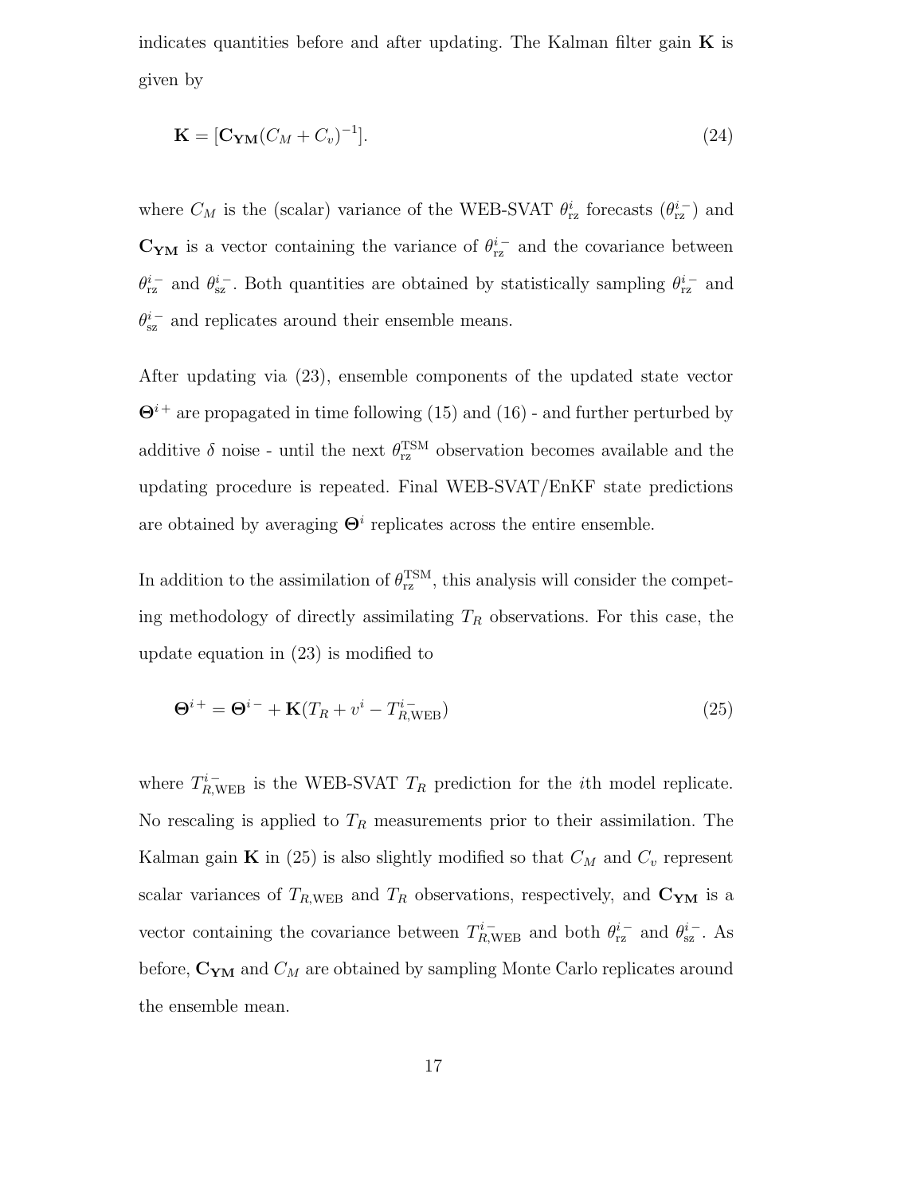indicates quantities before and after updating. The Kalman filter gain $\mathbf{K}$ is given by

$$\mathbf{K} = [\mathbf{C_{YM}}(C_M + C_v)^{-1}]. \tag{24}$$

where $C_M$ is the (scalar) variance of the WEB-SVAT $\theta^i_{\mathrm{rz}}$ forecasts ($\theta^{i-}_{\mathrm{rz}}$) and $\mathbf{C_{YM}}$ is a vector containing the variance of $\theta^{i-}_{\mathrm{rz}}$ and the covariance between $\theta^{i-}_{\mathrm{rz}}$ and $\theta^{i-}_{\mathrm{sz}}$. Both quantities are obtained by statistically sampling $\theta^{i-}_{\mathrm{rz}}$ and $\theta^{i-}_{\mathrm{sz}}$ and replicates around their ensemble means.

After updating via (23), ensemble components of the updated state vector $\mathbf{\Theta}^{i+}$ are propagated in time following (15) and (16) - and further perturbed by additive $\delta$ noise - until the next $\theta^{\mathrm{TSM}}_{\mathrm{rz}}$ observation becomes available and the updating procedure is repeated. Final WEB-SVAT/EnKF state predictions are obtained by averaging $\mathbf{\Theta}^i$ replicates across the entire ensemble.

In addition to the assimilation of $\theta^{\mathrm{TSM}}_{\mathrm{rz}}$, this analysis will consider the competing methodology of directly assimilating $T_R$ observations. For this case, the update equation in (23) is modified to

$$\mathbf{\Theta}^{i+} = \mathbf{\Theta}^{i-} + \mathbf{K}(T_R + v^i - T^{i-}_{R,\mathrm{WEB}}) \tag{25}$$

where $T^{i-}_{R,\mathrm{WEB}}$ is the WEB-SVAT $T_R$ prediction for the $i$th model replicate. No rescaling is applied to $T_R$ measurements prior to their assimilation. The Kalman gain $\mathbf{K}$ in (25) is also slightly modified so that $C_M$ and $C_v$ represent scalar variances of $T_{R,\mathrm{WEB}}$ and $T_R$ observations, respectively, and $\mathbf{C_{YM}}$ is a vector containing the covariance between $T^{i-}_{R,\mathrm{WEB}}$ and both $\theta^{i-}_{\mathrm{rz}}$ and $\theta^{i-}_{\mathrm{sz}}$. As before, $\mathbf{C_{YM}}$ and $C_M$ are obtained by sampling Monte Carlo replicates around the ensemble mean.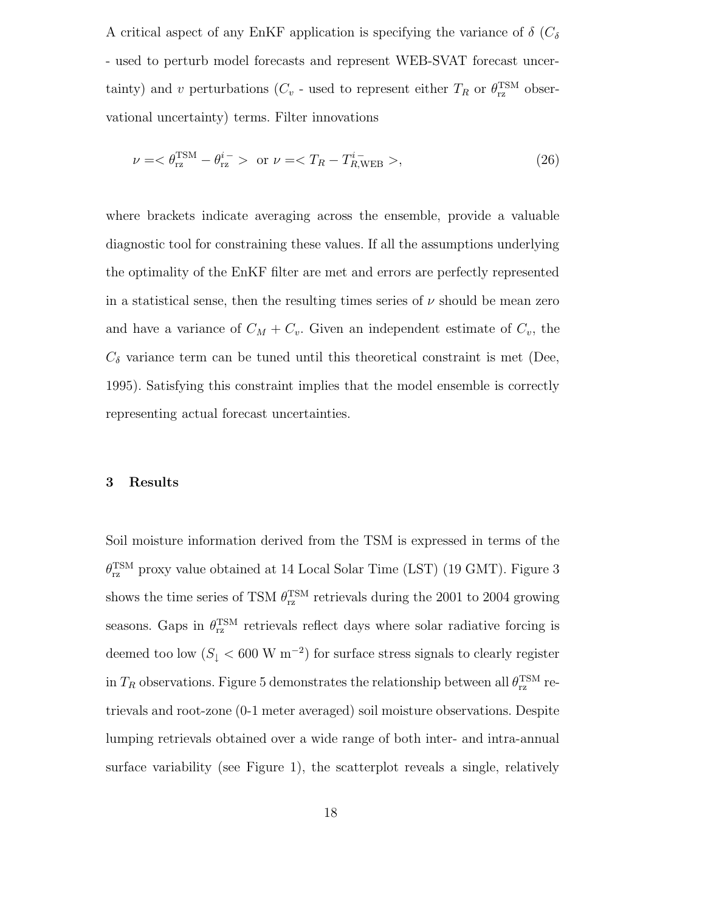A critical aspect of any EnKF application is specifying the variance of $\delta$ ($C_\delta$ - used to perturb model forecasts and represent WEB-SVAT forecast uncertainty) and $v$ perturbations ($C_v$ - used to represent either $T_R$ or $\theta_{\rm rz}^{\rm TSM}$ observational uncertainty) terms. Filter innovations

$$\nu = <\theta_{\rm rz}^{\rm TSM} - \theta_{\rm rz}^{i-}> \text{ or } \nu = <T_R - T_{R,\rm WEB}^{i-}>, \tag{26}$$

where brackets indicate averaging across the ensemble, provide a valuable diagnostic tool for constraining these values. If all the assumptions underlying the optimality of the EnKF filter are met and errors are perfectly represented in a statistical sense, then the resulting times series of $\nu$ should be mean zero and have a variance of $C_M + C_v$. Given an independent estimate of $C_v$, the $C_\delta$ variance term can be tuned until this theoretical constraint is met (Dee, 1995). Satisfying this constraint implies that the model ensemble is correctly representing actual forecast uncertainties.

## 3 Results

Soil moisture information derived from the TSM is expressed in terms of the $\theta_{\rm rz}^{\rm TSM}$ proxy value obtained at 14 Local Solar Time (LST) (19 GMT). Figure 3 shows the time series of TSM $\theta_{\rm rz}^{\rm TSM}$ retrievals during the 2001 to 2004 growing seasons. Gaps in $\theta_{\rm rz}^{\rm TSM}$ retrievals reflect days where solar radiative forcing is deemed too low ($S_\downarrow < 600$ W m$^{-2}$) for surface stress signals to clearly register in $T_R$ observations. Figure 5 demonstrates the relationship between all $\theta_{\rm rz}^{\rm TSM}$ retrievals and root-zone (0-1 meter averaged) soil moisture observations. Despite lumping retrievals obtained over a wide range of both inter- and intra-annual surface variability (see Figure 1), the scatterplot reveals a single, relatively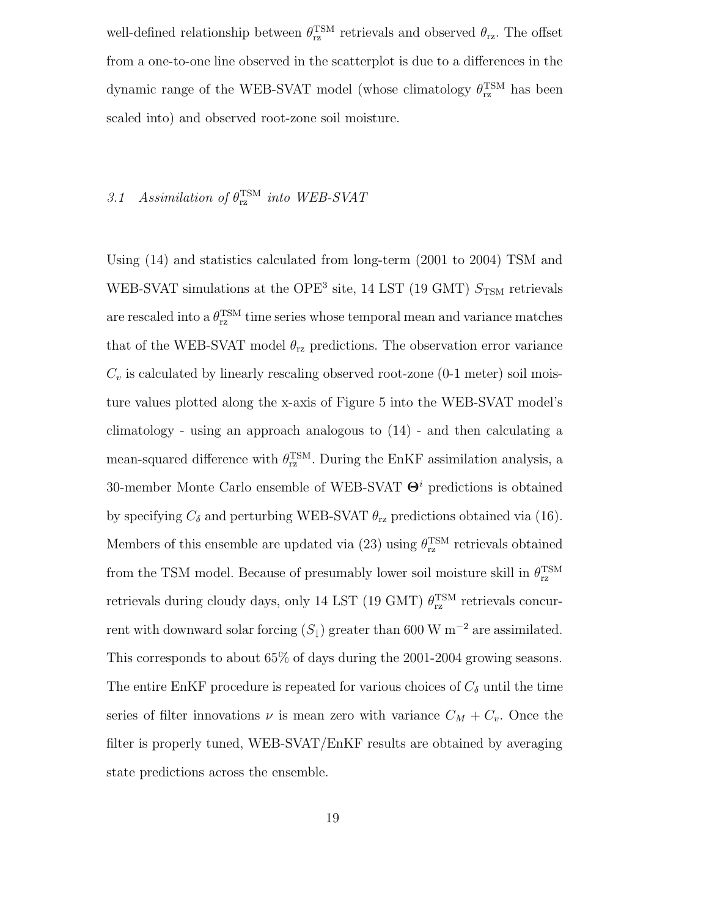well-defined relationship between $\theta_{\text{rz}}^{\text{TSM}}$ retrievals and observed $\theta_{\text{rz}}$. The offset from a one-to-one line observed in the scatterplot is due to a differences in the dynamic range of the WEB-SVAT model (whose climatology $\theta_{\text{rz}}^{\text{TSM}}$ has been scaled into) and observed root-zone soil moisture.

### *3.1 Assimilation of $\theta_{\text{rz}}^{\text{TSM}}$ into WEB-SVAT*

Using (14) and statistics calculated from long-term (2001 to 2004) TSM and WEB-SVAT simulations at the OPE$^3$ site, 14 LST (19 GMT) $S_{\text{TSM}}$ retrievals are rescaled into a $\theta_{\text{rz}}^{\text{TSM}}$ time series whose temporal mean and variance matches that of the WEB-SVAT model $\theta_{\text{rz}}$ predictions. The observation error variance $C_v$ is calculated by linearly rescaling observed root-zone (0-1 meter) soil moisture values plotted along the x-axis of Figure 5 into the WEB-SVAT model's climatology - using an approach analogous to (14) - and then calculating a mean-squared difference with $\theta_{\text{rz}}^{\text{TSM}}$. During the EnKF assimilation analysis, a 30-member Monte Carlo ensemble of WEB-SVAT $\mathbf{\Theta}^i$ predictions is obtained by specifying $C_\delta$ and perturbing WEB-SVAT $\theta_{\text{rz}}$ predictions obtained via (16). Members of this ensemble are updated via (23) using $\theta_{\text{rz}}^{\text{TSM}}$ retrievals obtained from the TSM model. Because of presumably lower soil moisture skill in $\theta_{\text{rz}}^{\text{TSM}}$ retrievals during cloudy days, only 14 LST (19 GMT) $\theta_{\text{rz}}^{\text{TSM}}$ retrievals concurrent with downward solar forcing ($S_\downarrow$) greater than 600 W m$^{-2}$ are assimilated. This corresponds to about 65% of days during the 2001-2004 growing seasons. The entire EnKF procedure is repeated for various choices of $C_\delta$ until the time series of filter innovations $\nu$ is mean zero with variance $C_M + C_v$. Once the filter is properly tuned, WEB-SVAT/EnKF results are obtained by averaging state predictions across the ensemble.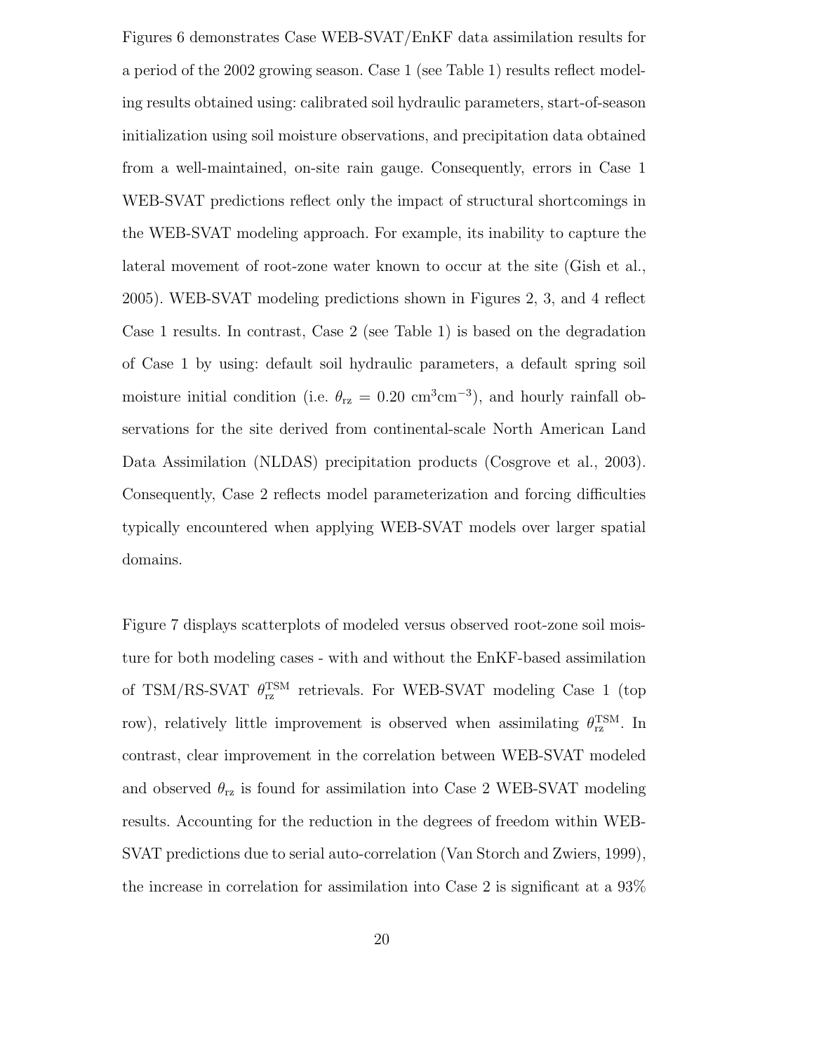Figures 6 demonstrates Case WEB-SVAT/EnKF data assimilation results for a period of the 2002 growing season. Case 1 (see Table 1) results reflect modeling results obtained using: calibrated soil hydraulic parameters, start-of-season initialization using soil moisture observations, and precipitation data obtained from a well-maintained, on-site rain gauge. Consequently, errors in Case 1 WEB-SVAT predictions reflect only the impact of structural shortcomings in the WEB-SVAT modeling approach. For example, its inability to capture the lateral movement of root-zone water known to occur at the site (Gish et al., 2005). WEB-SVAT modeling predictions shown in Figures 2, 3, and 4 reflect Case 1 results. In contrast, Case 2 (see Table 1) is based on the degradation of Case 1 by using: default soil hydraulic parameters, a default spring soil moisture initial condition (i.e. $\theta_{\mathrm{rz}} = 0.20$ cm$^3$cm$^{-3}$), and hourly rainfall observations for the site derived from continental-scale North American Land Data Assimilation (NLDAS) precipitation products (Cosgrove et al., 2003). Consequently, Case 2 reflects model parameterization and forcing difficulties typically encountered when applying WEB-SVAT models over larger spatial domains.

Figure 7 displays scatterplots of modeled versus observed root-zone soil moisture for both modeling cases - with and without the EnKF-based assimilation of TSM/RS-SVAT $\theta_{\mathrm{rz}}^{\mathrm{TSM}}$ retrievals. For WEB-SVAT modeling Case 1 (top row), relatively little improvement is observed when assimilating $\theta_{\mathrm{rz}}^{\mathrm{TSM}}$. In contrast, clear improvement in the correlation between WEB-SVAT modeled and observed $\theta_{\mathrm{rz}}$ is found for assimilation into Case 2 WEB-SVAT modeling results. Accounting for the reduction in the degrees of freedom within WEB-SVAT predictions due to serial auto-correlation (Van Storch and Zwiers, 1999), the increase in correlation for assimilation into Case 2 is significant at a 93%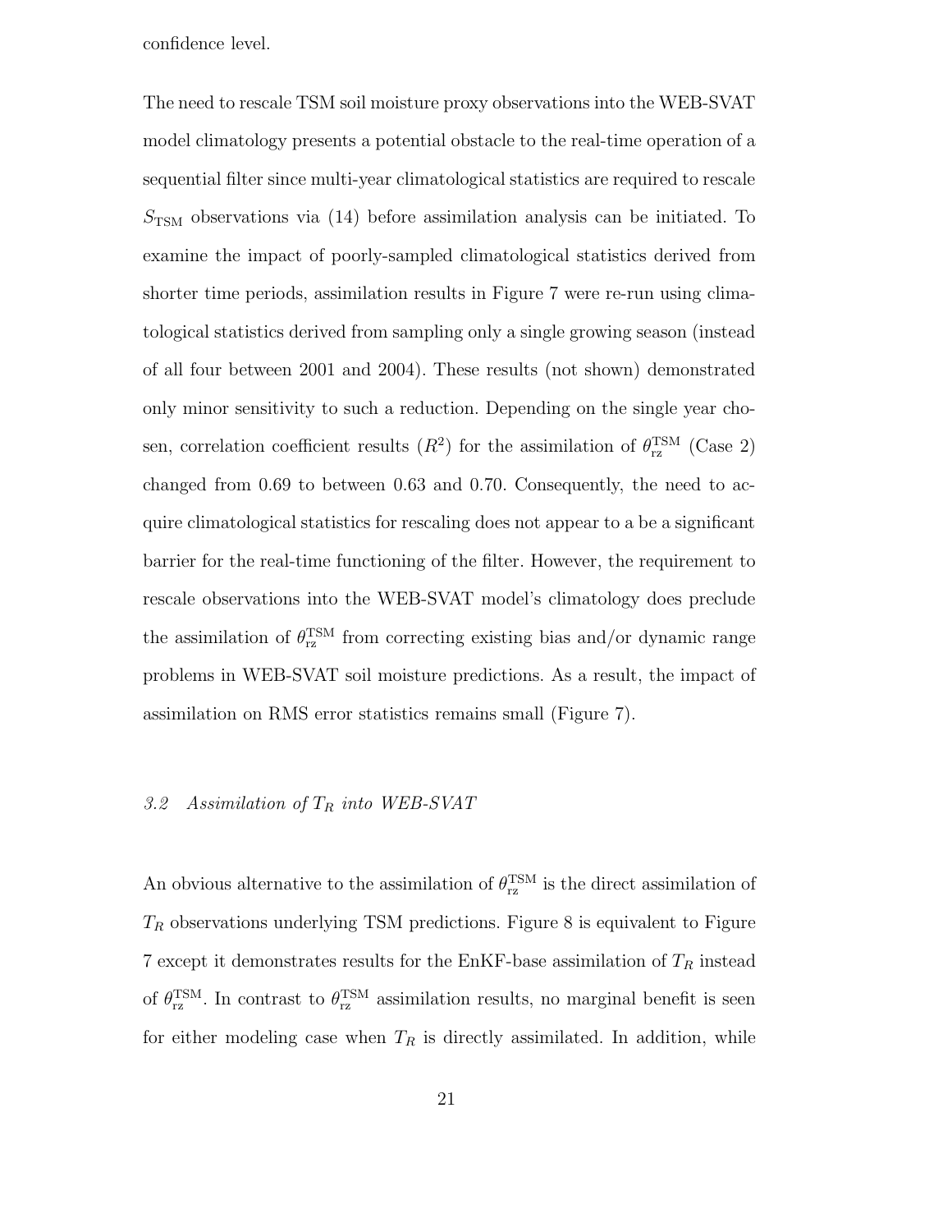confidence level.

The need to rescale TSM soil moisture proxy observations into the WEB-SVAT model climatology presents a potential obstacle to the real-time operation of a sequential filter since multi-year climatological statistics are required to rescale $S_{\mathrm{TSM}}$ observations via (14) before assimilation analysis can be initiated. To examine the impact of poorly-sampled climatological statistics derived from shorter time periods, assimilation results in Figure 7 were re-run using climatological statistics derived from sampling only a single growing season (instead of all four between 2001 and 2004). These results (not shown) demonstrated only minor sensitivity to such a reduction. Depending on the single year chosen, correlation coefficient results ($R^2$) for the assimilation of $\theta_{\mathrm{rz}}^{\mathrm{TSM}}$ (Case 2) changed from 0.69 to between 0.63 and 0.70. Consequently, the need to acquire climatological statistics for rescaling does not appear to a be a significant barrier for the real-time functioning of the filter. However, the requirement to rescale observations into the WEB-SVAT model's climatology does preclude the assimilation of $\theta_{\mathrm{rz}}^{\mathrm{TSM}}$ from correcting existing bias and/or dynamic range problems in WEB-SVAT soil moisture predictions. As a result, the impact of assimilation on RMS error statistics remains small (Figure 7).

### *3.2 Assimilation of $T_R$ into WEB-SVAT*

An obvious alternative to the assimilation of $\theta_{\mathrm{rz}}^{\mathrm{TSM}}$ is the direct assimilation of $T_R$ observations underlying TSM predictions. Figure 8 is equivalent to Figure 7 except it demonstrates results for the EnKF-base assimilation of $T_R$ instead of $\theta_{\mathrm{rz}}^{\mathrm{TSM}}$. In contrast to $\theta_{\mathrm{rz}}^{\mathrm{TSM}}$ assimilation results, no marginal benefit is seen for either modeling case when $T_R$ is directly assimilated. In addition, while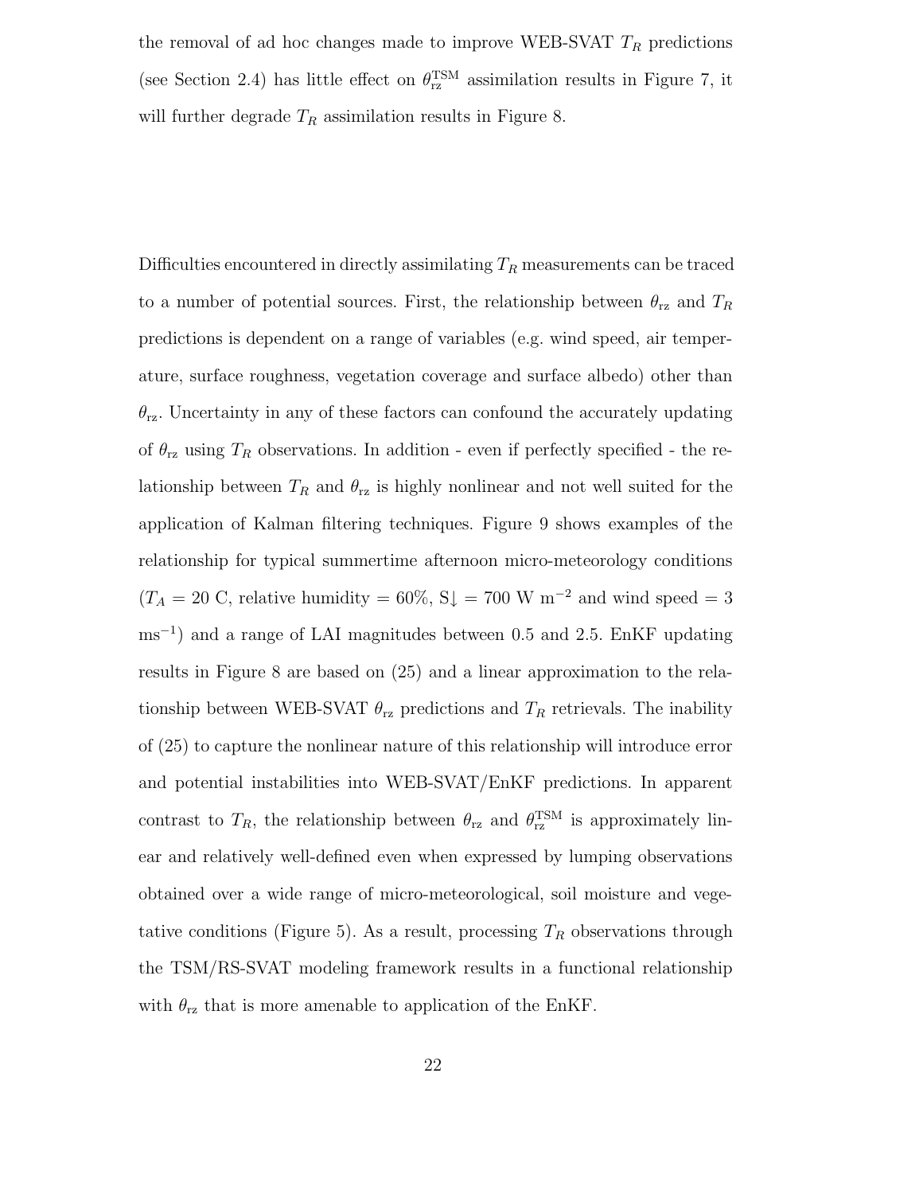the removal of ad hoc changes made to improve WEB-SVAT $T_R$ predictions (see Section 2.4) has little effect on $\theta_{\mathrm{rz}}^{\mathrm{TSM}}$ assimilation results in Figure 7, it will further degrade $T_R$ assimilation results in Figure 8.

Difficulties encountered in directly assimilating $T_R$ measurements can be traced to a number of potential sources. First, the relationship between $\theta_{\mathrm{rz}}$ and $T_R$ predictions is dependent on a range of variables (e.g. wind speed, air temperature, surface roughness, vegetation coverage and surface albedo) other than $\theta_{\mathrm{rz}}$. Uncertainty in any of these factors can confound the accurately updating of $\theta_{\mathrm{rz}}$ using $T_R$ observations. In addition - even if perfectly specified - the relationship between $T_R$ and $\theta_{\mathrm{rz}}$ is highly nonlinear and not well suited for the application of Kalman filtering techniques. Figure 9 shows examples of the relationship for typical summertime afternoon micro-meteorology conditions ($T_A$ = 20 C, relative humidity = 60%, $S\downarrow$ = 700 W m$^{-2}$ and wind speed = 3 ms$^{-1}$) and a range of LAI magnitudes between 0.5 and 2.5. EnKF updating results in Figure 8 are based on (25) and a linear approximation to the relationship between WEB-SVAT $\theta_{\mathrm{rz}}$ predictions and $T_R$ retrievals. The inability of (25) to capture the nonlinear nature of this relationship will introduce error and potential instabilities into WEB-SVAT/EnKF predictions. In apparent contrast to $T_R$, the relationship between $\theta_{\mathrm{rz}}$ and $\theta_{\mathrm{rz}}^{\mathrm{TSM}}$ is approximately linear and relatively well-defined even when expressed by lumping observations obtained over a wide range of micro-meteorological, soil moisture and vegetative conditions (Figure 5). As a result, processing $T_R$ observations through the TSM/RS-SVAT modeling framework results in a functional relationship with $\theta_{\mathrm{rz}}$ that is more amenable to application of the EnKF.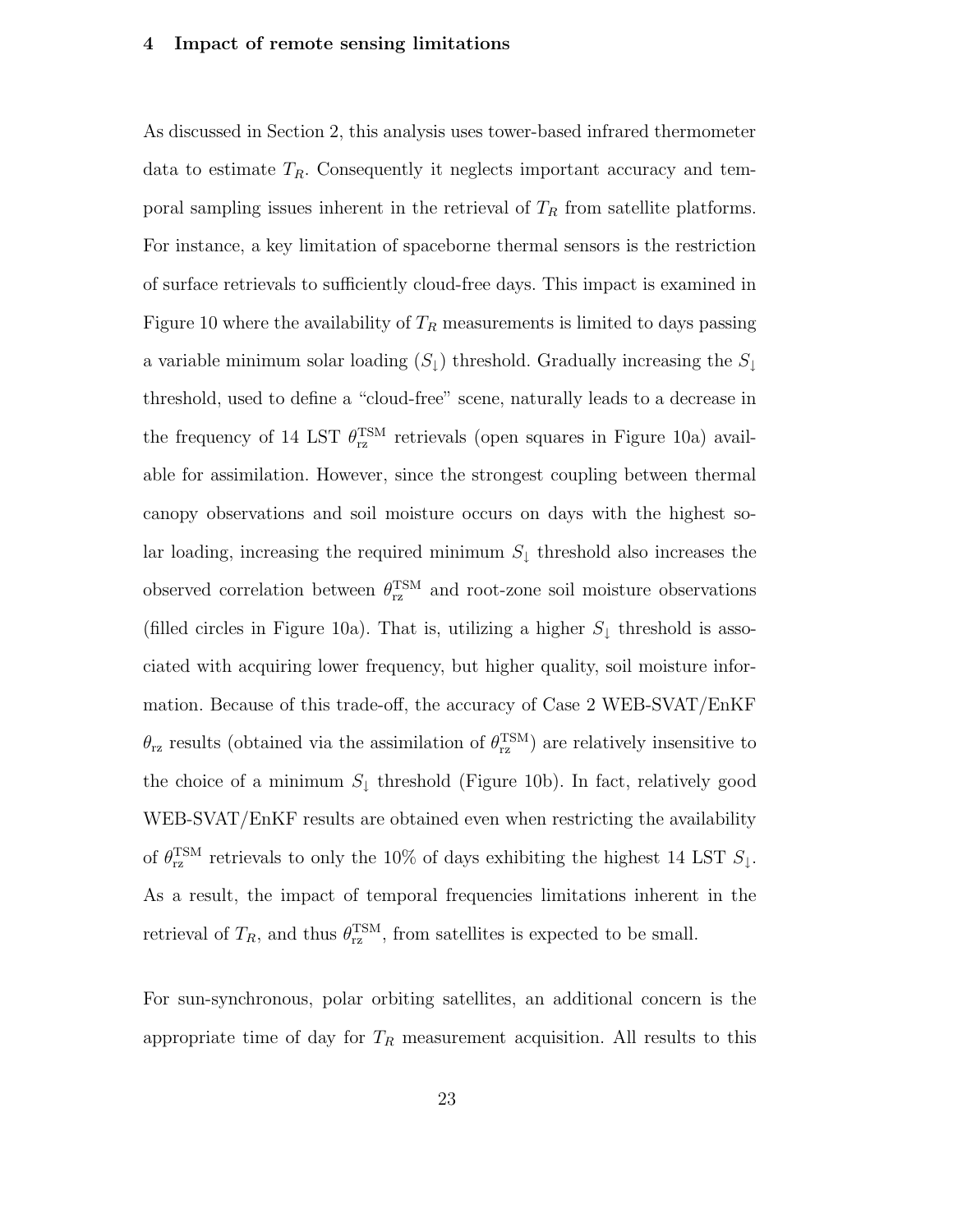## 4 Impact of remote sensing limitations

As discussed in Section 2, this analysis uses tower-based infrared thermometer data to estimate $T_R$. Consequently it neglects important accuracy and temporal sampling issues inherent in the retrieval of $T_R$ from satellite platforms. For instance, a key limitation of spaceborne thermal sensors is the restriction of surface retrievals to sufficiently cloud-free days. This impact is examined in Figure 10 where the availability of $T_R$ measurements is limited to days passing a variable minimum solar loading ($S_\downarrow$) threshold. Gradually increasing the $S_\downarrow$ threshold, used to define a "cloud-free" scene, naturally leads to a decrease in the frequency of 14 LST $\theta_{\mathrm{rz}}^{\mathrm{TSM}}$ retrievals (open squares in Figure 10a) available for assimilation. However, since the strongest coupling between thermal canopy observations and soil moisture occurs on days with the highest solar loading, increasing the required minimum $S_\downarrow$ threshold also increases the observed correlation between $\theta_{\mathrm{rz}}^{\mathrm{TSM}}$ and root-zone soil moisture observations (filled circles in Figure 10a). That is, utilizing a higher $S_\downarrow$ threshold is associated with acquiring lower frequency, but higher quality, soil moisture information. Because of this trade-off, the accuracy of Case 2 WEB-SVAT/EnKF $\theta_{\mathrm{rz}}$ results (obtained via the assimilation of $\theta_{\mathrm{rz}}^{\mathrm{TSM}}$) are relatively insensitive to the choice of a minimum $S_\downarrow$ threshold (Figure 10b). In fact, relatively good WEB-SVAT/EnKF results are obtained even when restricting the availability of $\theta_{\mathrm{rz}}^{\mathrm{TSM}}$ retrievals to only the 10% of days exhibiting the highest 14 LST $S_\downarrow$. As a result, the impact of temporal frequencies limitations inherent in the retrieval of $T_R$, and thus $\theta_{\mathrm{rz}}^{\mathrm{TSM}}$, from satellites is expected to be small.

For sun-synchronous, polar orbiting satellites, an additional concern is the appropriate time of day for $T_R$ measurement acquisition. All results to this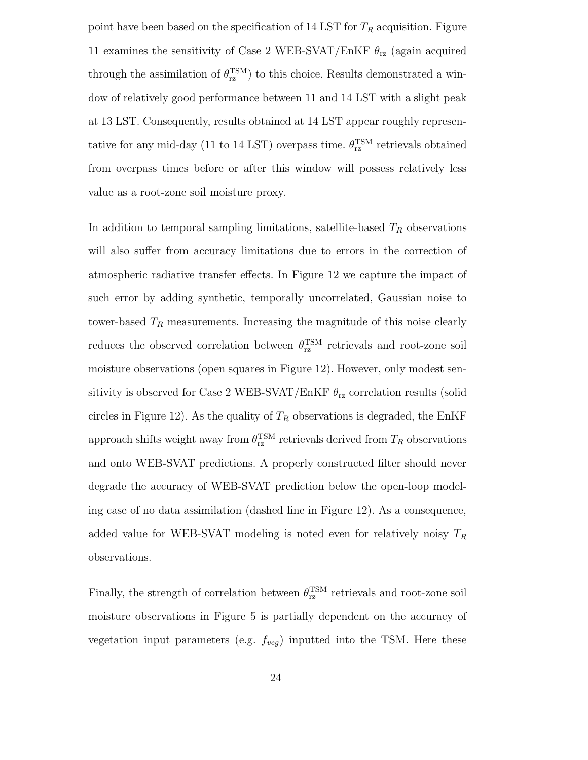point have been based on the specification of 14 LST for $T_R$ acquisition. Figure 11 examines the sensitivity of Case 2 WEB-SVAT/EnKF $\theta_{\mathrm{rz}}$ (again acquired through the assimilation of $\theta_{\mathrm{rz}}^{\mathrm{TSM}}$) to this choice. Results demonstrated a window of relatively good performance between 11 and 14 LST with a slight peak at 13 LST. Consequently, results obtained at 14 LST appear roughly representative for any mid-day (11 to 14 LST) overpass time. $\theta_{\mathrm{rz}}^{\mathrm{TSM}}$ retrievals obtained from overpass times before or after this window will possess relatively less value as a root-zone soil moisture proxy.

In addition to temporal sampling limitations, satellite-based $T_R$ observations will also suffer from accuracy limitations due to errors in the correction of atmospheric radiative transfer effects. In Figure 12 we capture the impact of such error by adding synthetic, temporally uncorrelated, Gaussian noise to tower-based $T_R$ measurements. Increasing the magnitude of this noise clearly reduces the observed correlation between $\theta_{\mathrm{rz}}^{\mathrm{TSM}}$ retrievals and root-zone soil moisture observations (open squares in Figure 12). However, only modest sensitivity is observed for Case 2 WEB-SVAT/EnKF $\theta_{\mathrm{rz}}$ correlation results (solid circles in Figure 12). As the quality of $T_R$ observations is degraded, the EnKF approach shifts weight away from $\theta_{\mathrm{rz}}^{\mathrm{TSM}}$ retrievals derived from $T_R$ observations and onto WEB-SVAT predictions. A properly constructed filter should never degrade the accuracy of WEB-SVAT prediction below the open-loop modeling case of no data assimilation (dashed line in Figure 12). As a consequence, added value for WEB-SVAT modeling is noted even for relatively noisy $T_R$ observations.

Finally, the strength of correlation between $\theta_{\mathrm{rz}}^{\mathrm{TSM}}$ retrievals and root-zone soil moisture observations in Figure 5 is partially dependent on the accuracy of vegetation input parameters (e.g. $f_{veg}$) inputted into the TSM. Here these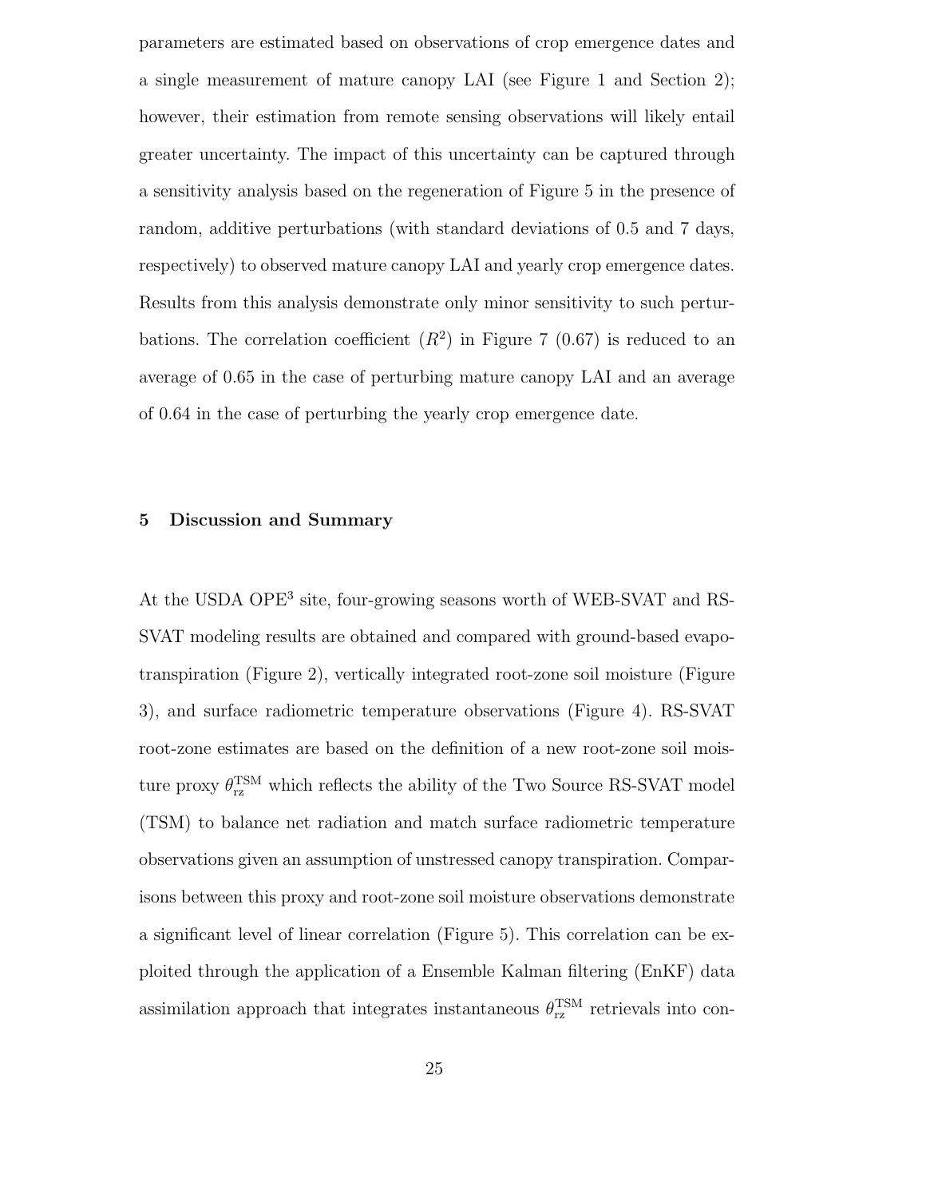parameters are estimated based on observations of crop emergence dates and a single measurement of mature canopy LAI (see Figure 1 and Section 2); however, their estimation from remote sensing observations will likely entail greater uncertainty. The impact of this uncertainty can be captured through a sensitivity analysis based on the regeneration of Figure 5 in the presence of random, additive perturbations (with standard deviations of 0.5 and 7 days, respectively) to observed mature canopy LAI and yearly crop emergence dates. Results from this analysis demonstrate only minor sensitivity to such perturbations. The correlation coefficient ($R^2$) in Figure 7 (0.67) is reduced to an average of 0.65 in the case of perturbing mature canopy LAI and an average of 0.64 in the case of perturbing the yearly crop emergence date.

## 5 Discussion and Summary

At the USDA OPE[3] site, four-growing seasons worth of WEB-SVAT and RS-SVAT modeling results are obtained and compared with ground-based evapotranspiration (Figure 2), vertically integrated root-zone soil moisture (Figure 3), and surface radiometric temperature observations (Figure 4). RS-SVAT root-zone estimates are based on the definition of a new root-zone soil moisture proxy $\theta_{\mathrm{rz}}^{\mathrm{TSM}}$ which reflects the ability of the Two Source RS-SVAT model (TSM) to balance net radiation and match surface radiometric temperature observations given an assumption of unstressed canopy transpiration. Comparisons between this proxy and root-zone soil moisture observations demonstrate a significant level of linear correlation (Figure 5). This correlation can be exploited through the application of a Ensemble Kalman filtering (EnKF) data assimilation approach that integrates instantaneous $\theta_{\mathrm{rz}}^{\mathrm{TSM}}$ retrievals into con-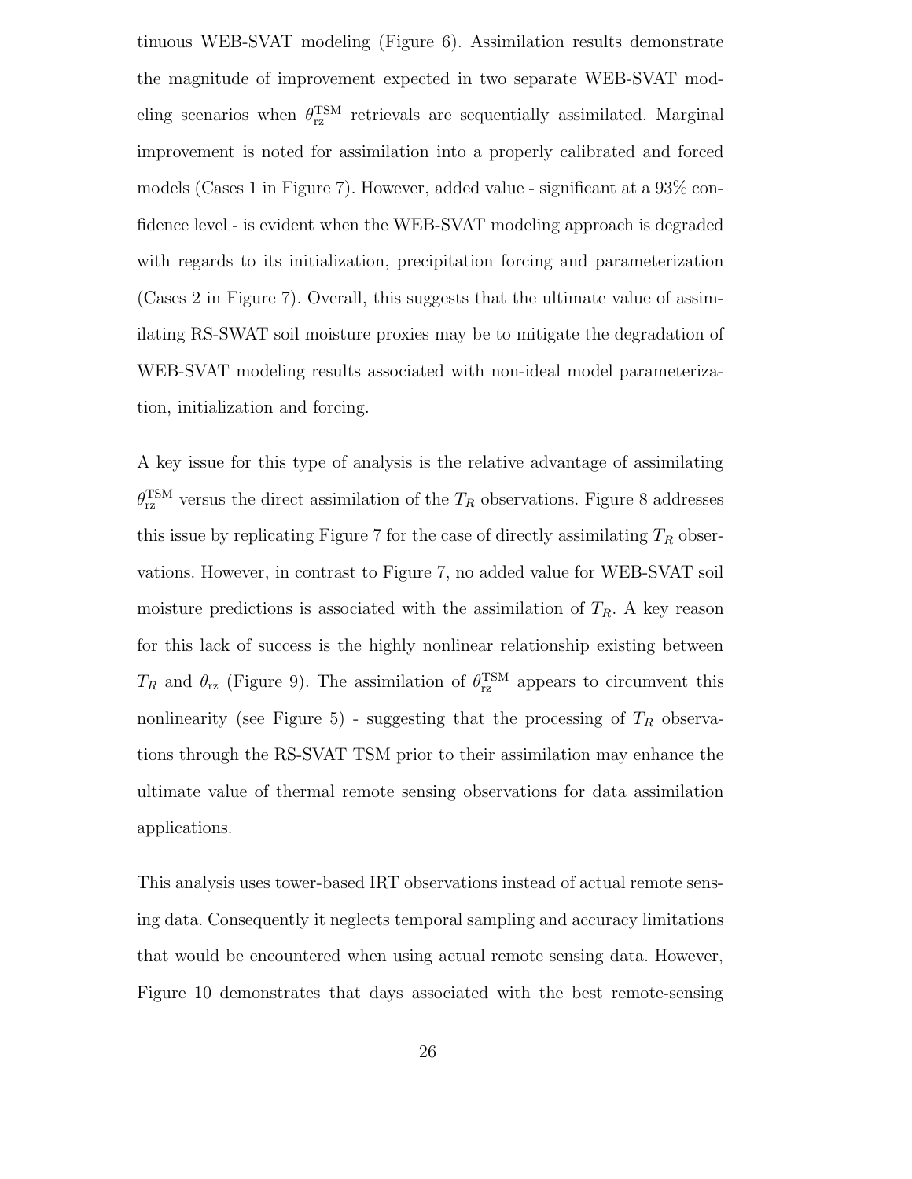tinuous WEB-SVAT modeling (Figure 6). Assimilation results demonstrate the magnitude of improvement expected in two separate WEB-SVAT modeling scenarios when $\theta_{\mathrm{rz}}^{\mathrm{TSM}}$ retrievals are sequentially assimilated. Marginal improvement is noted for assimilation into a properly calibrated and forced models (Cases 1 in Figure 7). However, added value - significant at a 93% confidence level - is evident when the WEB-SVAT modeling approach is degraded with regards to its initialization, precipitation forcing and parameterization (Cases 2 in Figure 7). Overall, this suggests that the ultimate value of assimilating RS-SWAT soil moisture proxies may be to mitigate the degradation of WEB-SVAT modeling results associated with non-ideal model parameterization, initialization and forcing.

A key issue for this type of analysis is the relative advantage of assimilating $\theta_{\mathrm{rz}}^{\mathrm{TSM}}$ versus the direct assimilation of the $T_R$ observations. Figure 8 addresses this issue by replicating Figure 7 for the case of directly assimilating $T_R$ observations. However, in contrast to Figure 7, no added value for WEB-SVAT soil moisture predictions is associated with the assimilation of $T_R$. A key reason for this lack of success is the highly nonlinear relationship existing between $T_R$ and $\theta_{\mathrm{rz}}$ (Figure 9). The assimilation of $\theta_{\mathrm{rz}}^{\mathrm{TSM}}$ appears to circumvent this nonlinearity (see Figure 5) - suggesting that the processing of $T_R$ observations through the RS-SVAT TSM prior to their assimilation may enhance the ultimate value of thermal remote sensing observations for data assimilation applications.

This analysis uses tower-based IRT observations instead of actual remote sensing data. Consequently it neglects temporal sampling and accuracy limitations that would be encountered when using actual remote sensing data. However, Figure 10 demonstrates that days associated with the best remote-sensing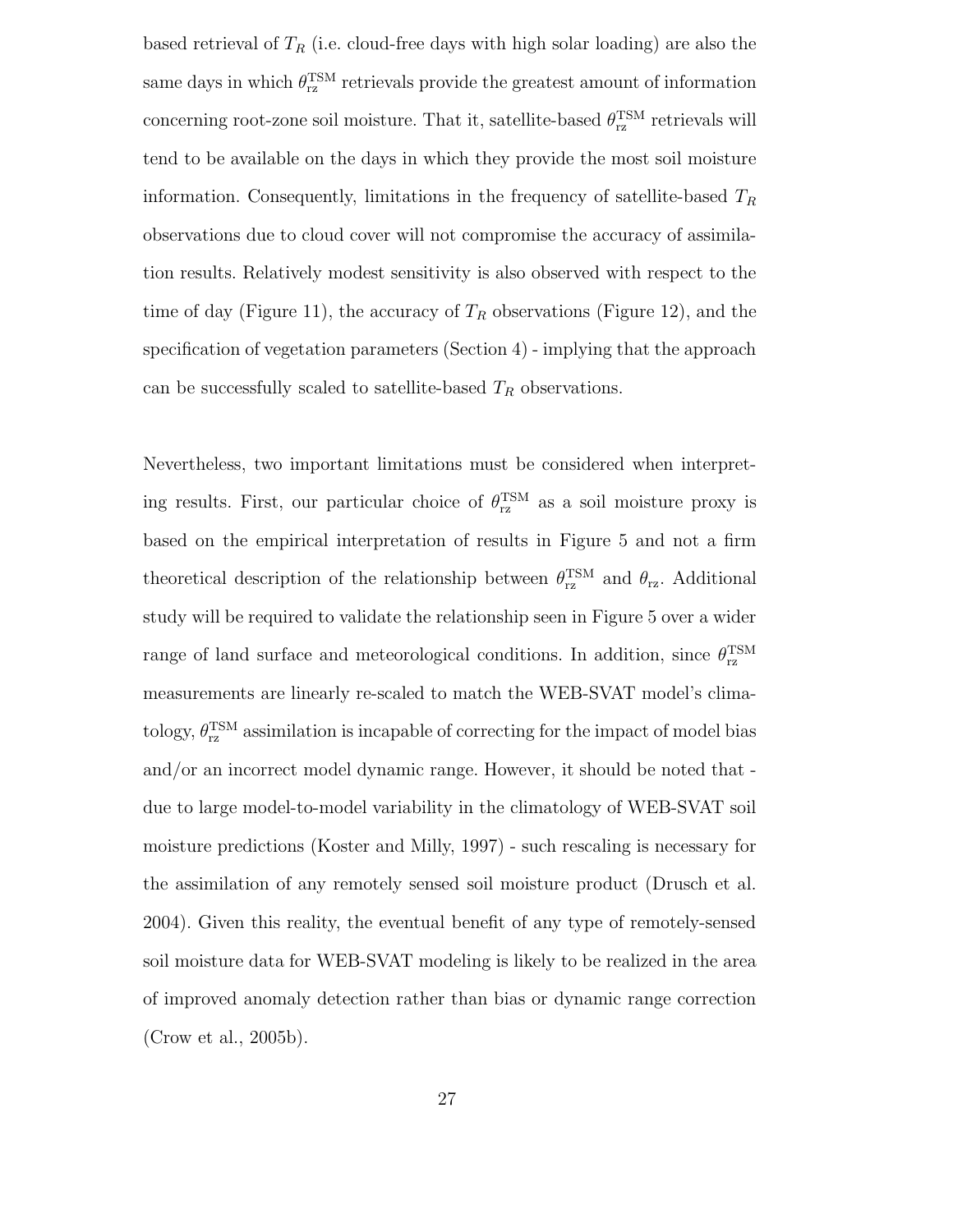based retrieval of $T_R$ (i.e. cloud-free days with high solar loading) are also the same days in which $\theta_{\rm rz}^{\rm TSM}$ retrievals provide the greatest amount of information concerning root-zone soil moisture. That it, satellite-based $\theta_{\rm rz}^{\rm TSM}$ retrievals will tend to be available on the days in which they provide the most soil moisture information. Consequently, limitations in the frequency of satellite-based $T_R$ observations due to cloud cover will not compromise the accuracy of assimilation results. Relatively modest sensitivity is also observed with respect to the time of day (Figure 11), the accuracy of $T_R$ observations (Figure 12), and the specification of vegetation parameters (Section 4) - implying that the approach can be successfully scaled to satellite-based $T_R$ observations.

Nevertheless, two important limitations must be considered when interpreting results. First, our particular choice of $\theta_{\rm rz}^{\rm TSM}$ as a soil moisture proxy is based on the empirical interpretation of results in Figure 5 and not a firm theoretical description of the relationship between $\theta_{\rm rz}^{\rm TSM}$ and $\theta_{\rm rz}$. Additional study will be required to validate the relationship seen in Figure 5 over a wider range of land surface and meteorological conditions. In addition, since $\theta_{\rm rz}^{\rm TSM}$ measurements are linearly re-scaled to match the WEB-SVAT model's climatology, $\theta_{\rm rz}^{\rm TSM}$ assimilation is incapable of correcting for the impact of model bias and/or an incorrect model dynamic range. However, it should be noted that - due to large model-to-model variability in the climatology of WEB-SVAT soil moisture predictions (Koster and Milly, 1997) - such rescaling is necessary for the assimilation of any remotely sensed soil moisture product (Drusch et al. 2004). Given this reality, the eventual benefit of any type of remotely-sensed soil moisture data for WEB-SVAT modeling is likely to be realized in the area of improved anomaly detection rather than bias or dynamic range correction (Crow et al., 2005b).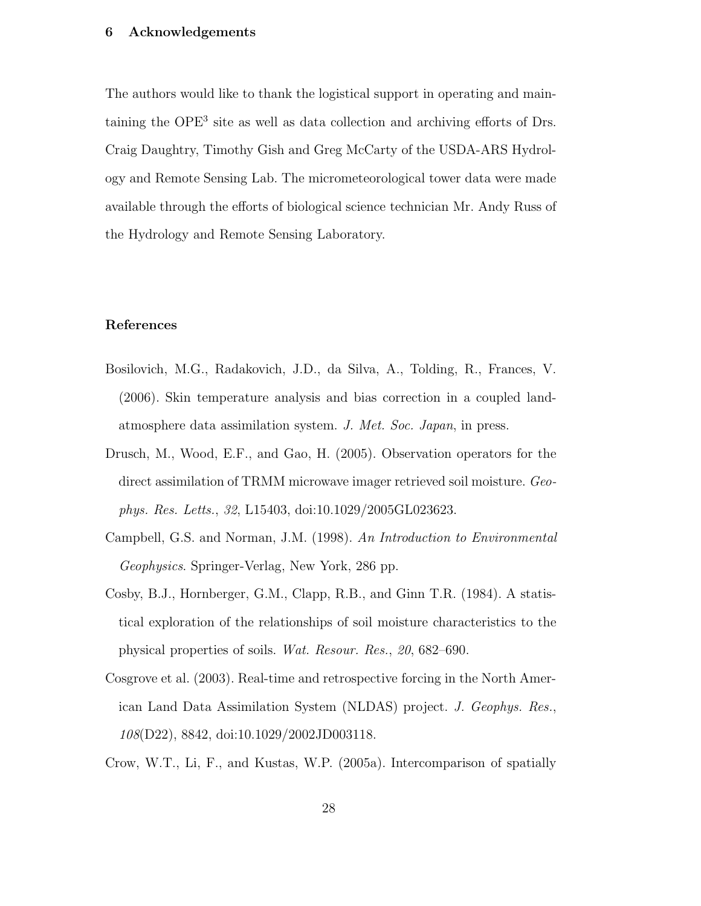## 6 Acknowledgements

The authors would like to thank the logistical support in operating and maintaining the OPE$^3$ site as well as data collection and archiving efforts of Drs. Craig Daughtry, Timothy Gish and Greg McCarty of the USDA-ARS Hydrology and Remote Sensing Lab. The micrometeorological tower data were made available through the efforts of biological science technician Mr. Andy Russ of the Hydrology and Remote Sensing Laboratory.

## References

Bosilovich, M.G., Radakovich, J.D., da Silva, A., Tolding, R., Frances, V. (2006). Skin temperature analysis and bias correction in a coupled land-atmosphere data assimilation system. *J. Met. Soc. Japan*, in press.

Drusch, M., Wood, E.F., and Gao, H. (2005). Observation operators for the direct assimilation of TRMM microwave imager retrieved soil moisture. *Geophys. Res. Letts.*, *32*, L15403, doi:10.1029/2005GL023623.

Campbell, G.S. and Norman, J.M. (1998). *An Introduction to Environmental Geophysics*. Springer-Verlag, New York, 286 pp.

Cosby, B.J., Hornberger, G.M., Clapp, R.B., and Ginn T.R. (1984). A statistical exploration of the relationships of soil moisture characteristics to the physical properties of soils. *Wat. Resour. Res.*, *20*, 682–690.

Cosgrove et al. (2003). Real-time and retrospective forcing in the North American Land Data Assimilation System (NLDAS) project. *J. Geophys. Res.*, *108*(D22), 8842, doi:10.1029/2002JD003118.

Crow, W.T., Li, F., and Kustas, W.P. (2005a). Intercomparison of spatially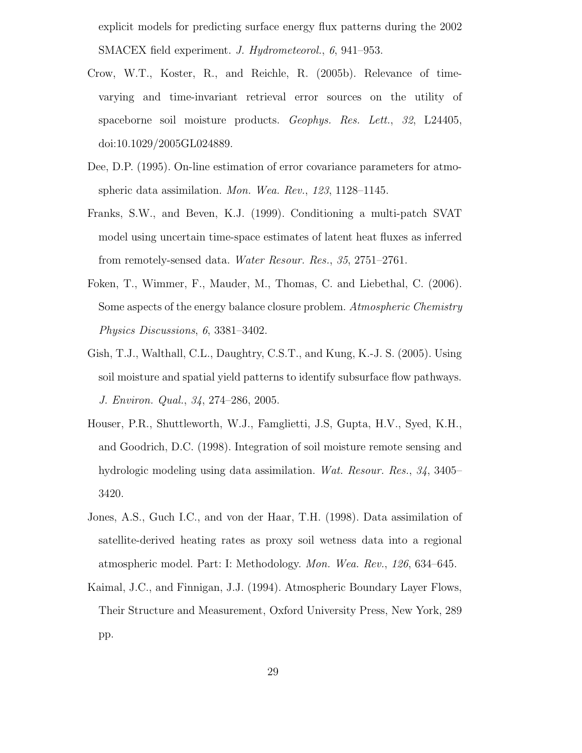explicit models for predicting surface energy flux patterns during the 2002 SMACEX field experiment. *J. Hydrometeorol.*, *6*, 941–953.

Crow, W.T., Koster, R., and Reichle, R. (2005b). Relevance of time-varying and time-invariant retrieval error sources on the utility of spaceborne soil moisture products. *Geophys. Res. Lett.*, *32*, L24405, doi:10.1029/2005GL024889.

Dee, D.P. (1995). On-line estimation of error covariance parameters for atmospheric data assimilation. *Mon. Wea. Rev.*, *123*, 1128–1145.

Franks, S.W., and Beven, K.J. (1999). Conditioning a multi-patch SVAT model using uncertain time-space estimates of latent heat fluxes as inferred from remotely-sensed data. *Water Resour. Res.*, *35*, 2751–2761.

Foken, T., Wimmer, F., Mauder, M., Thomas, C. and Liebethal, C. (2006). Some aspects of the energy balance closure problem. *Atmospheric Chemistry Physics Discussions*, *6*, 3381–3402.

Gish, T.J., Walthall, C.L., Daughtry, C.S.T., and Kung, K.-J. S. (2005). Using soil moisture and spatial yield patterns to identify subsurface flow pathways. *J. Environ. Qual.*, *34*, 274–286, 2005.

Houser, P.R., Shuttleworth, W.J., Famglietti, J.S, Gupta, H.V., Syed, K.H., and Goodrich, D.C. (1998). Integration of soil moisture remote sensing and hydrologic modeling using data assimilation. *Wat. Resour. Res.*, *34*, 3405–3420.

Jones, A.S., Guch I.C., and von der Haar, T.H. (1998). Data assimilation of satellite-derived heating rates as proxy soil wetness data into a regional atmospheric model. Part: I: Methodology. *Mon. Wea. Rev.*, *126*, 634–645.

Kaimal, J.C., and Finnigan, J.J. (1994). Atmospheric Boundary Layer Flows, Their Structure and Measurement, Oxford University Press, New York, 289 pp.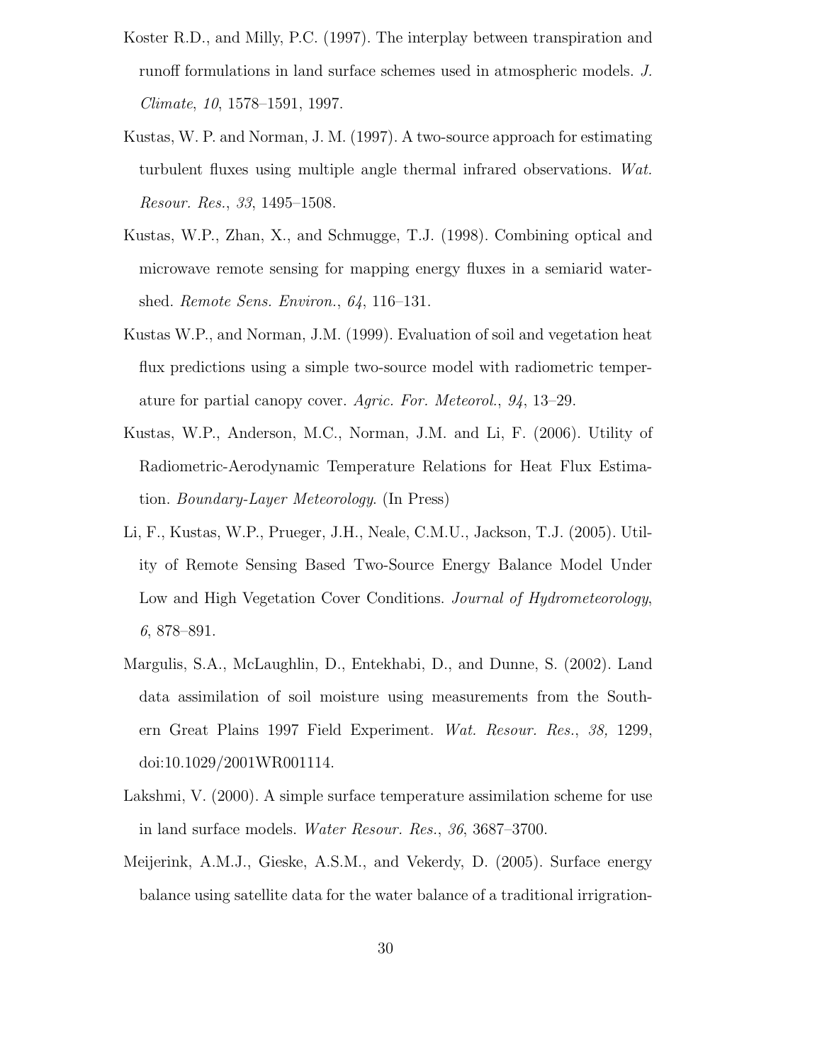Koster R.D., and Milly, P.C. (1997). The interplay between transpiration and runoff formulations in land surface schemes used in atmospheric models. *J. Climate*, *10*, 1578–1591, 1997.

Kustas, W. P. and Norman, J. M. (1997). A two-source approach for estimating turbulent fluxes using multiple angle thermal infrared observations. *Wat. Resour. Res.*, *33*, 1495–1508.

Kustas, W.P., Zhan, X., and Schmugge, T.J. (1998). Combining optical and microwave remote sensing for mapping energy fluxes in a semiarid watershed. *Remote Sens. Environ.*, *64*, 116–131.

Kustas W.P., and Norman, J.M. (1999). Evaluation of soil and vegetation heat flux predictions using a simple two-source model with radiometric temperature for partial canopy cover. *Agric. For. Meteorol.*, *94*, 13–29.

Kustas, W.P., Anderson, M.C., Norman, J.M. and Li, F. (2006). Utility of Radiometric-Aerodynamic Temperature Relations for Heat Flux Estimation. *Boundary-Layer Meteorology*. (In Press)

Li, F., Kustas, W.P., Prueger, J.H., Neale, C.M.U., Jackson, T.J. (2005). Utility of Remote Sensing Based Two-Source Energy Balance Model Under Low and High Vegetation Cover Conditions. *Journal of Hydrometeorology*, *6*, 878–891.

Margulis, S.A., McLaughlin, D., Entekhabi, D., and Dunne, S. (2002). Land data assimilation of soil moisture using measurements from the Southern Great Plains 1997 Field Experiment. *Wat. Resour. Res.*, *38,* 1299, doi:10.1029/2001WR001114.

Lakshmi, V. (2000). A simple surface temperature assimilation scheme for use in land surface models. *Water Resour. Res.*, *36*, 3687–3700.

Meijerink, A.M.J., Gieske, A.S.M., and Vekerdy, D. (2005). Surface energy balance using satellite data for the water balance of a traditional irrigation-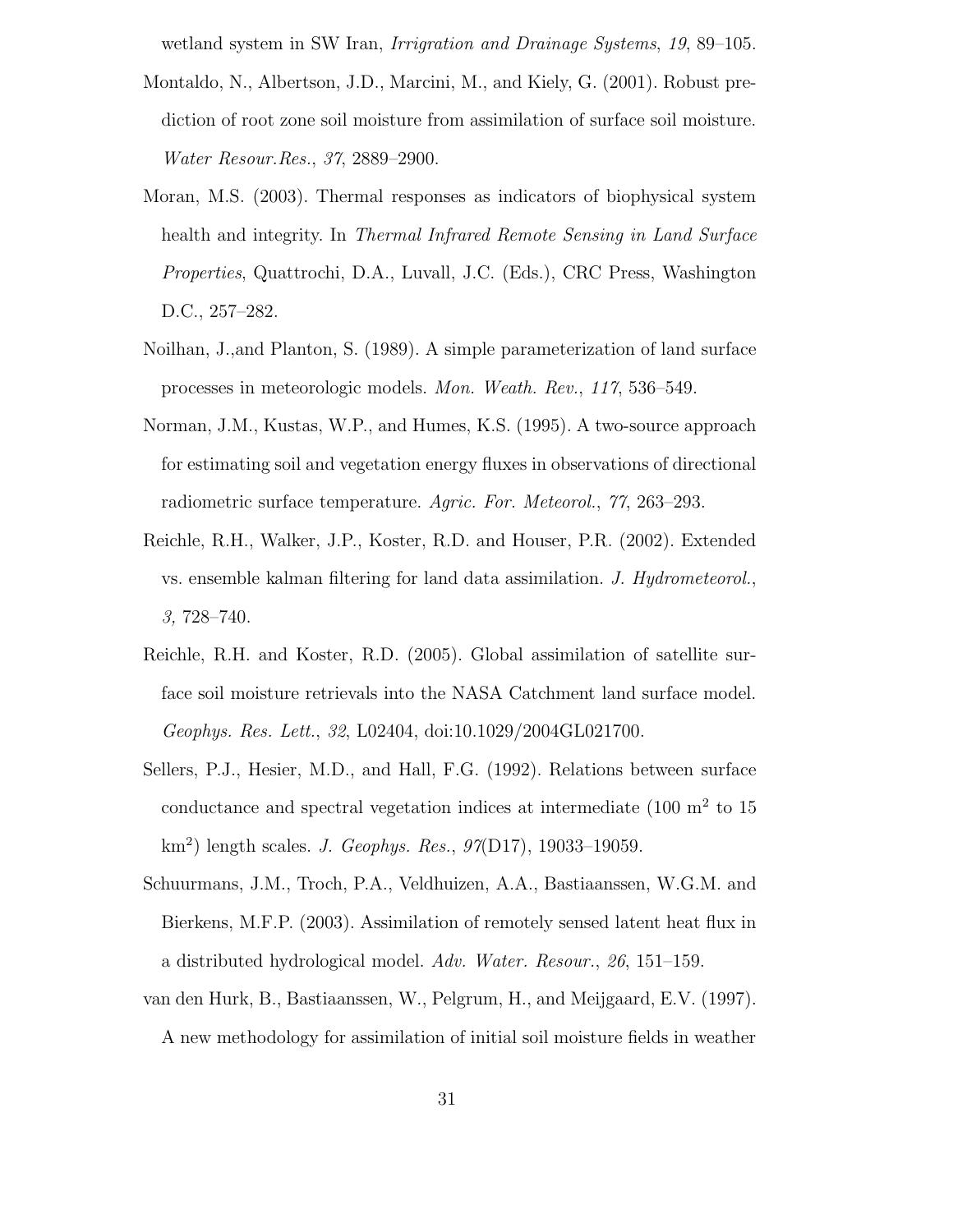wetland system in SW Iran, *Irrigation and Drainage Systems*, *19*, 89–105.

Montaldo, N., Albertson, J.D., Marcini, M., and Kiely, G. (2001). Robust prediction of root zone soil moisture from assimilation of surface soil moisture. *Water Resour.Res.*, *37*, 2889–2900.

Moran, M.S. (2003). Thermal responses as indicators of biophysical system health and integrity. In *Thermal Infrared Remote Sensing in Land Surface Properties*, Quattrochi, D.A., Luvall, J.C. (Eds.), CRC Press, Washington D.C., 257–282.

Noilhan, J.,and Planton, S. (1989). A simple parameterization of land surface processes in meteorologic models. *Mon. Weath. Rev.*, *117*, 536–549.

Norman, J.M., Kustas, W.P., and Humes, K.S. (1995). A two-source approach for estimating soil and vegetation energy fluxes in observations of directional radiometric surface temperature. *Agric. For. Meteorol.*, *77*, 263–293.

Reichle, R.H., Walker, J.P., Koster, R.D. and Houser, P.R. (2002). Extended vs. ensemble kalman filtering for land data assimilation. *J. Hydrometeorol.*, *3,* 728–740.

Reichle, R.H. and Koster, R.D. (2005). Global assimilation of satellite surface soil moisture retrievals into the NASA Catchment land surface model. *Geophys. Res. Lett.*, *32*, L02404, doi:10.1029/2004GL021700.

Sellers, P.J., Hesier, M.D., and Hall, F.G. (1992). Relations between surface conductance and spectral vegetation indices at intermediate (100 $m^2$ to 15 $km^2$) length scales. *J. Geophys. Res.*, *97*(D17), 19033–19059.

Schuurmans, J.M., Troch, P.A., Veldhuizen, A.A., Bastiaanssen, W.G.M. and Bierkens, M.F.P. (2003). Assimilation of remotely sensed latent heat flux in a distributed hydrological model. *Adv. Water. Resour.*, *26*, 151–159.

van den Hurk, B., Bastiaanssen, W., Pelgrum, H., and Meijgaard, E.V. (1997). A new methodology for assimilation of initial soil moisture fields in weather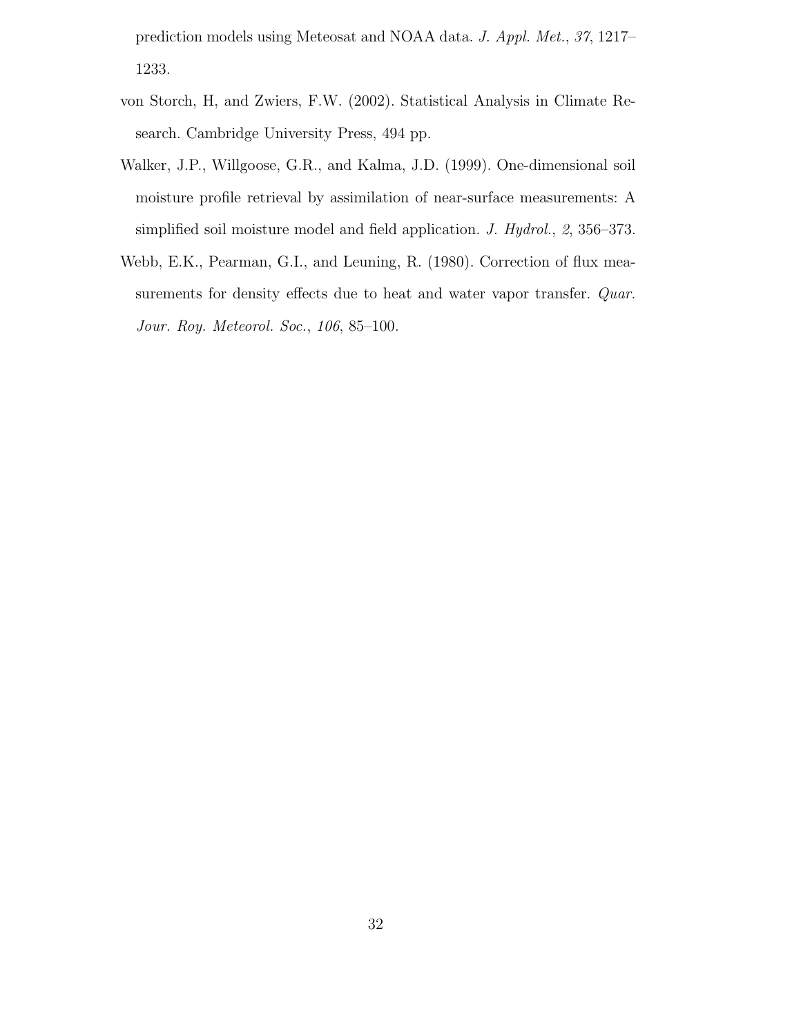prediction models using Meteosat and NOAA data. *J. Appl. Met.*, *37*, 1217–1233.

von Storch, H, and Zwiers, F.W. (2002). Statistical Analysis in Climate Research. Cambridge University Press, 494 pp.

Walker, J.P., Willgoose, G.R., and Kalma, J.D. (1999). One-dimensional soil moisture profile retrieval by assimilation of near-surface measurements: A simplified soil moisture model and field application. *J. Hydrol.*, *2*, 356–373.

Webb, E.K., Pearman, G.I., and Leuning, R. (1980). Correction of flux measurements for density effects due to heat and water vapor transfer. *Quar. Jour. Roy. Meteorol. Soc.*, *106*, 85–100.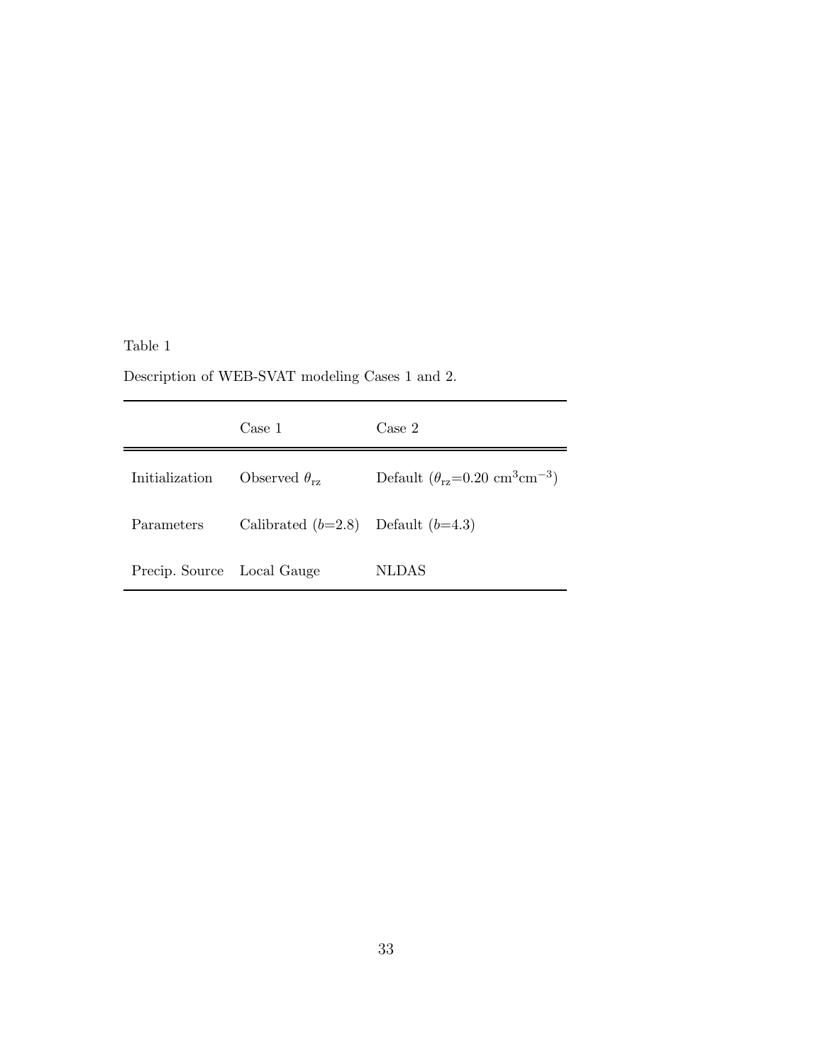Table 1

Description of WEB-SVAT modeling Cases 1 and 2.

| | Case 1 | Case 2 |
|---|---|---|
| Initialization | Observed $\theta_{\mathrm{rz}}$ | Default ($\theta_{\mathrm{rz}}$=0.20 cm$^3$cm$^{-3}$) |
| Parameters | Calibrated ($b$=2.8) | Default ($b$=4.3) |
| Precip. Source | Local Gauge | NLDAS |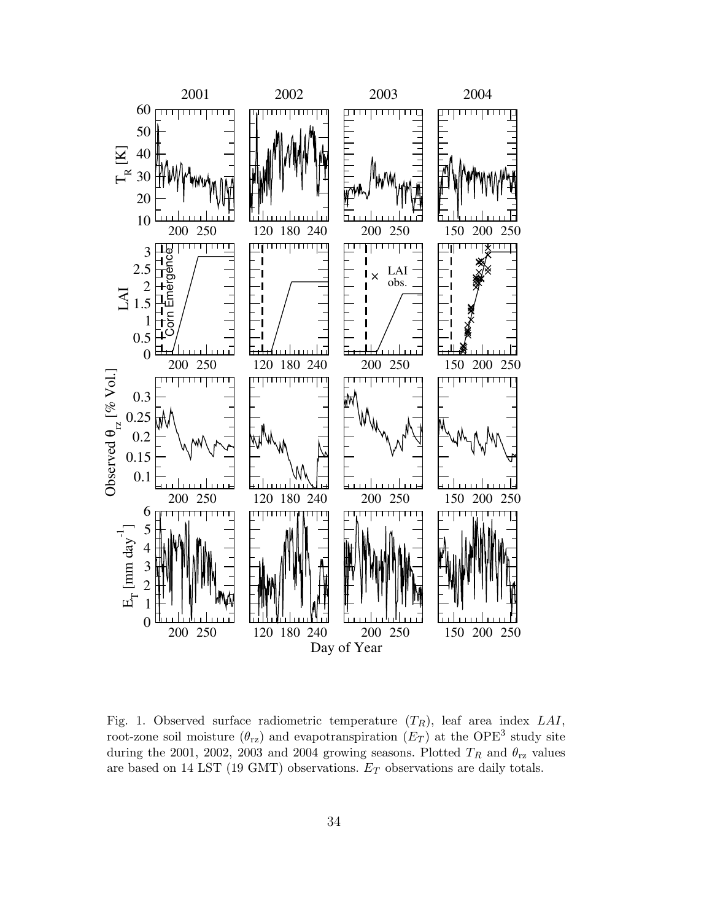Fig. 1. Observed surface radiometric temperature ($T_R$), leaf area index $LAI$, root-zone soil moisture ($\theta_{\mathrm{rz}}$) and evapotranspiration ($E_T$) at the OPE[3] study site during the 2001, 2002, 2003 and 2004 growing seasons. Plotted $T_R$ and $\theta_{\mathrm{rz}}$ values are based on 14 LST (19 GMT) observations. $E_T$ observations are daily totals.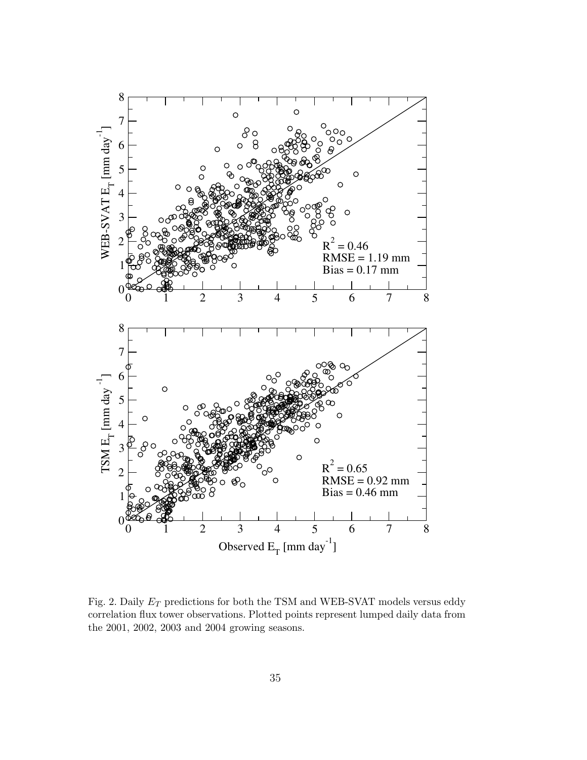Fig. 2. Daily $E_T$ predictions for both the TSM and WEB-SVAT models versus eddy correlation flux tower observations. Plotted points represent lumped daily data from the 2001, 2002, 2003 and 2004 growing seasons.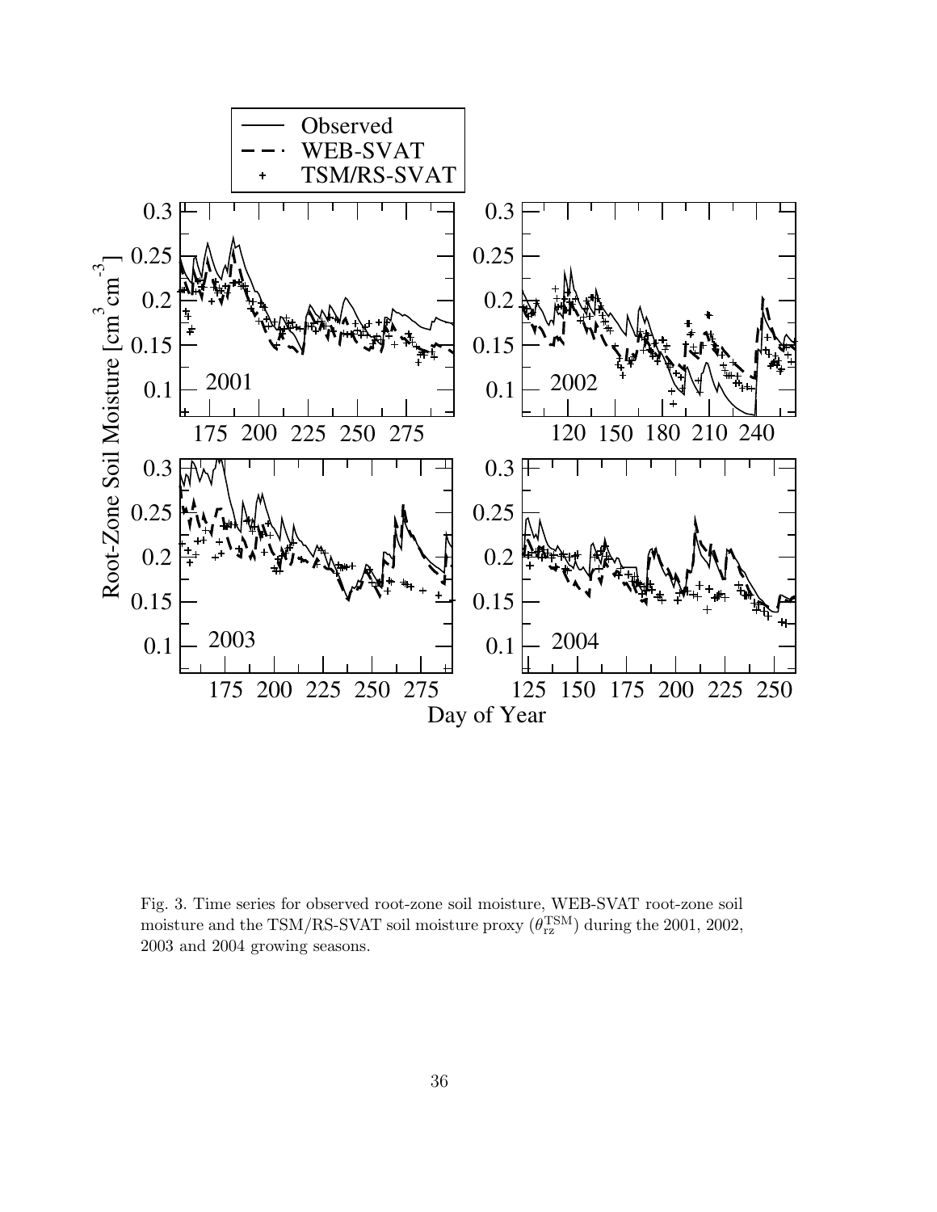Fig. 3. Time series for observed root-zone soil moisture, WEB-SVAT root-zone soil moisture and the TSM/RS-SVAT soil moisture proxy ($\theta_{\mathrm{rz}}^{\mathrm{TSM}}$) during the 2001, 2002, 2003 and 2004 growing seasons.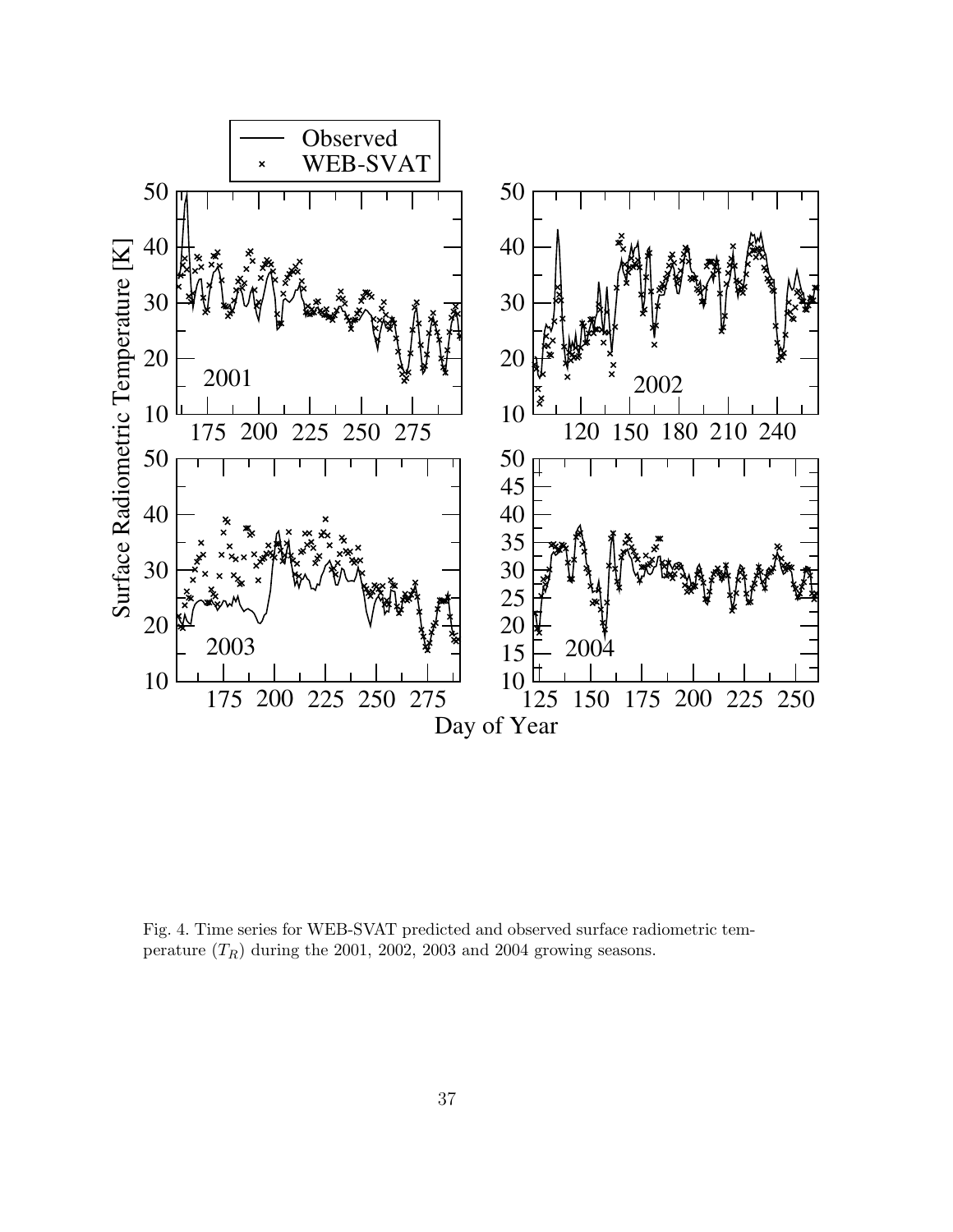Fig. 4. Time series for WEB-SVAT predicted and observed surface radiometric temperature ($T_R$) during the 2001, 2002, 2003 and 2004 growing seasons.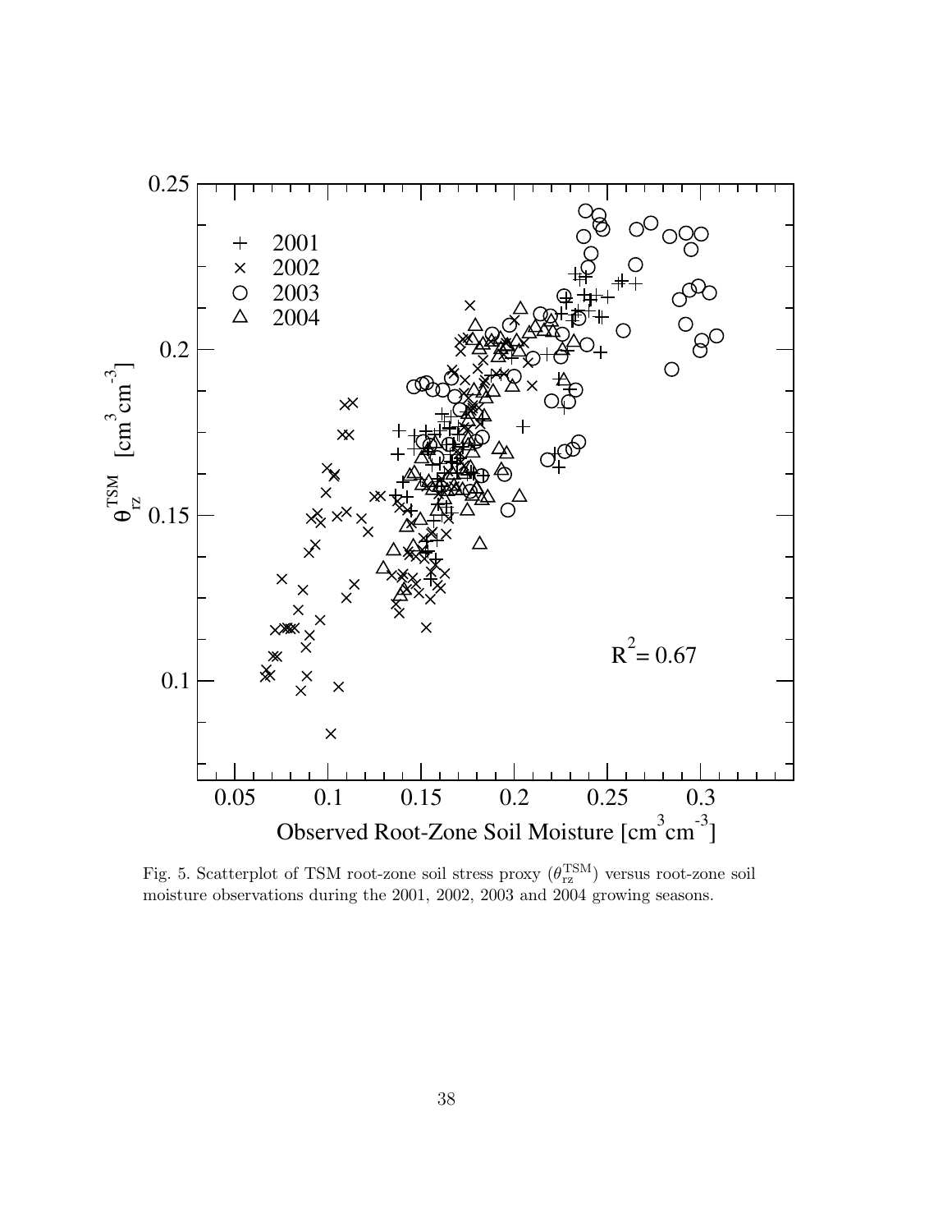Fig. 5. Scatterplot of TSM root-zone soil stress proxy ($\theta_{\rm rz}^{\rm TSM}$) versus root-zone soil moisture observations during the 2001, 2002, 2003 and 2004 growing seasons.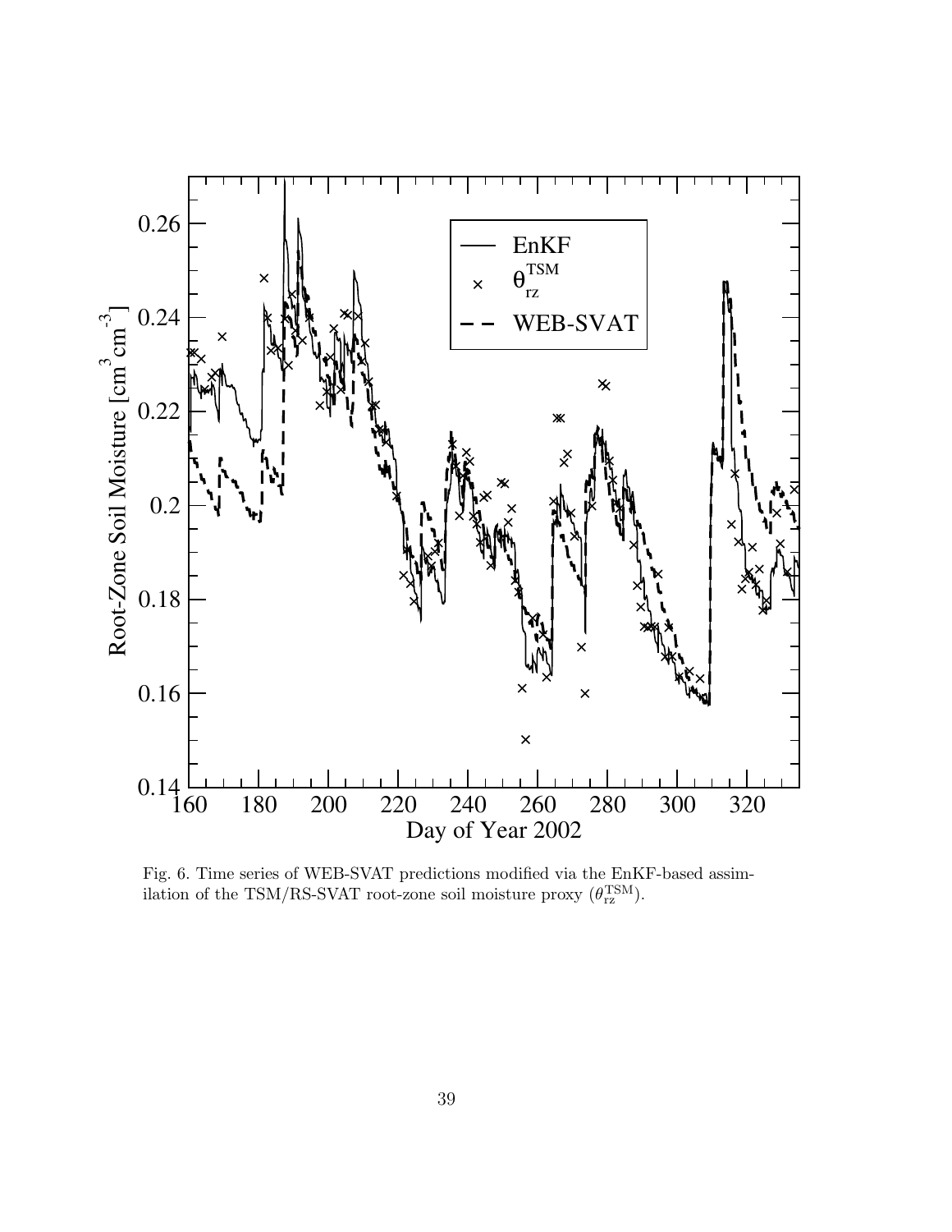Fig. 6. Time series of WEB-SVAT predictions modified via the EnKF-based assimilation of the TSM/RS-SVAT root-zone soil moisture proxy ($\theta_{\mathrm{rz}}^{\mathrm{TSM}}$).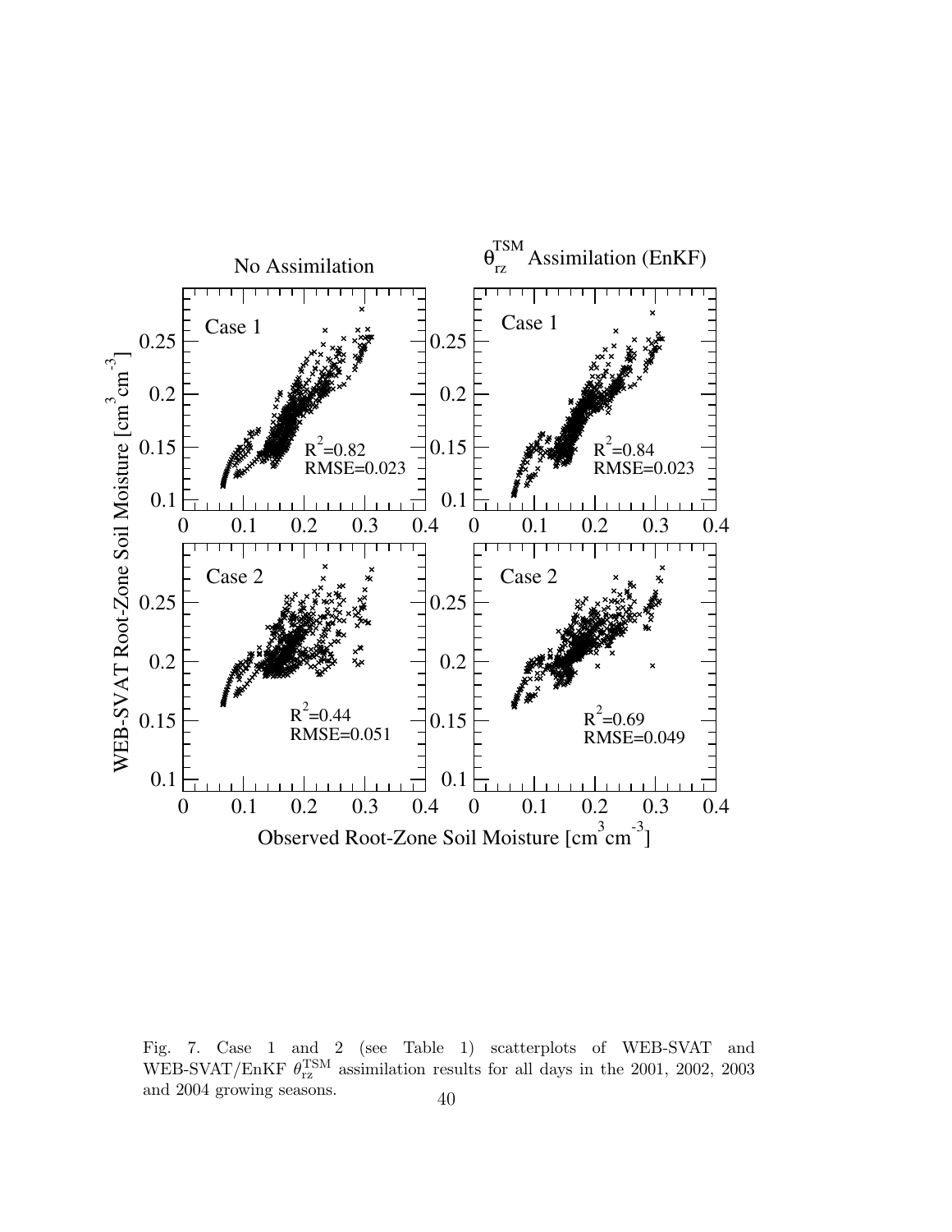Fig. 7. Case 1 and 2 (see Table 1) scatterplots of WEB-SVAT and WEB-SVAT/EnKF $\theta_{\mathrm{rz}}^{\mathrm{TSM}}$ assimilation results for all days in the 2001, 2002, 2003 and 2004 growing seasons.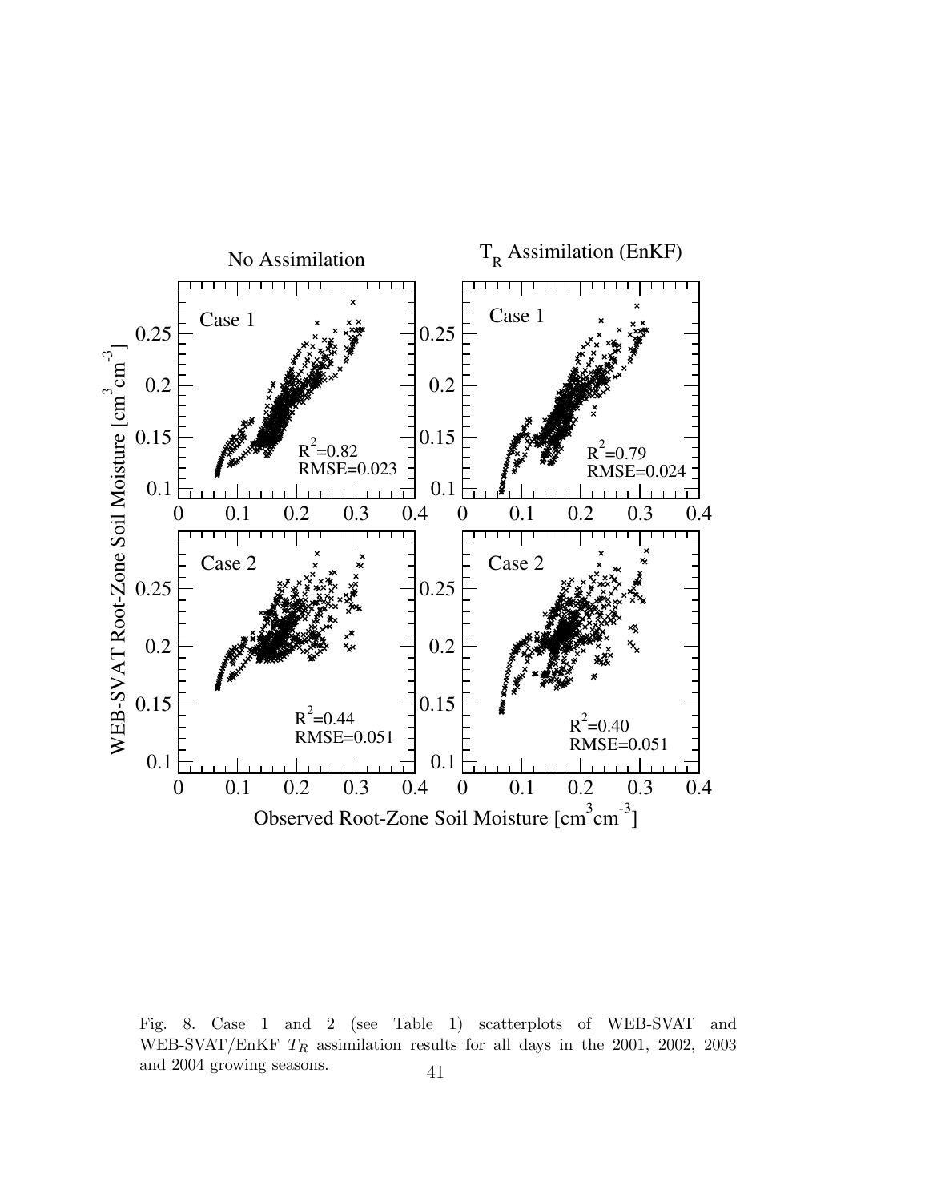Fig. 8. Case 1 and 2 (see Table 1) scatterplots of WEB-SVAT and WEB-SVAT/EnKF $T_R$ assimilation results for all days in the 2001, 2002, 2003 and 2004 growing seasons.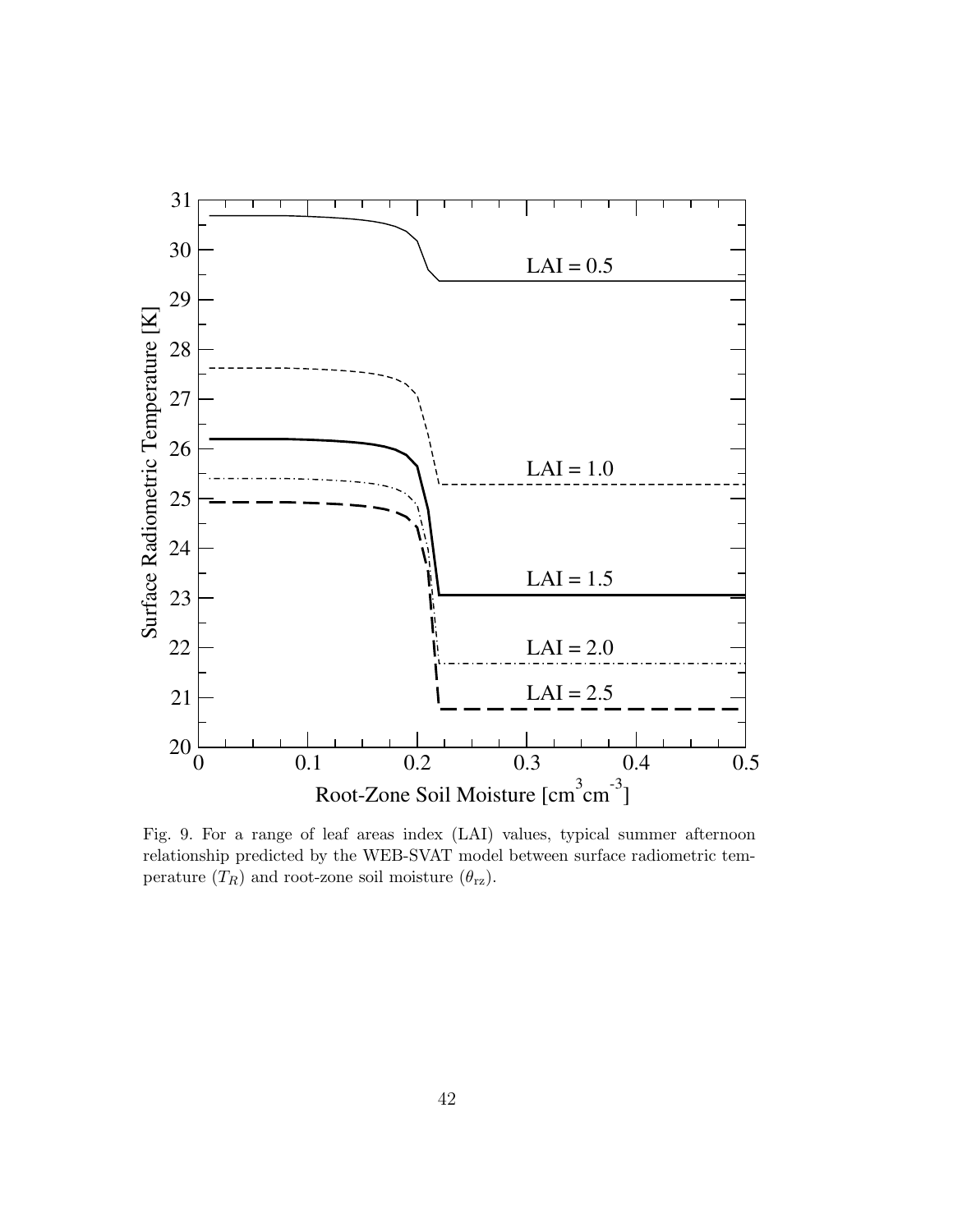Fig. 9. For a range of leaf areas index (LAI) values, typical summer afternoon relationship predicted by the WEB-SVAT model between surface radiometric temperature ($T_R$) and root-zone soil moisture ($\theta_{\mathrm{rz}}$).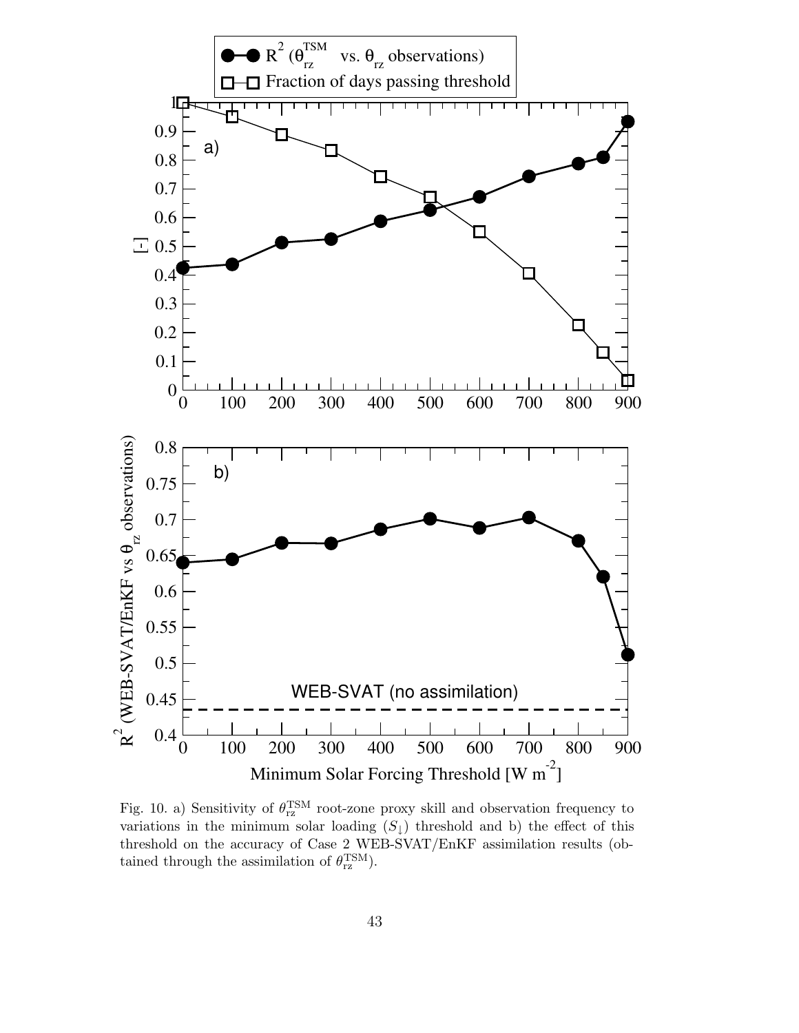Fig. 10. a) Sensitivity of $\theta_{\mathrm{rz}}^{\mathrm{TSM}}$ root-zone proxy skill and observation frequency to variations in the minimum solar loading ($S_{\downarrow}$) threshold and b) the effect of this threshold on the accuracy of Case 2 WEB-SVAT/EnKF assimilation results (obtained through the assimilation of $\theta_{\mathrm{rz}}^{\mathrm{TSM}}$).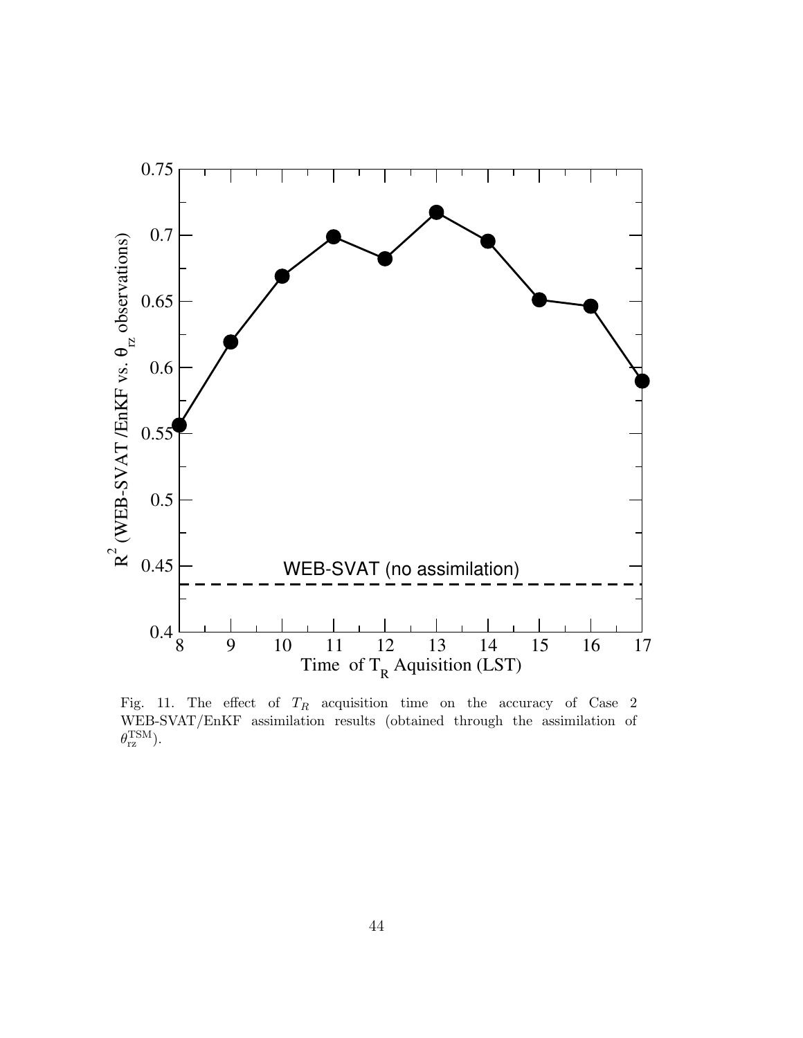Fig. 11. The effect of $T_R$ acquisition time on the accuracy of Case 2 WEB-SVAT/EnKF assimilation results (obtained through the assimilation of $\theta_{\mathrm{rz}}^{\mathrm{TSM}}$).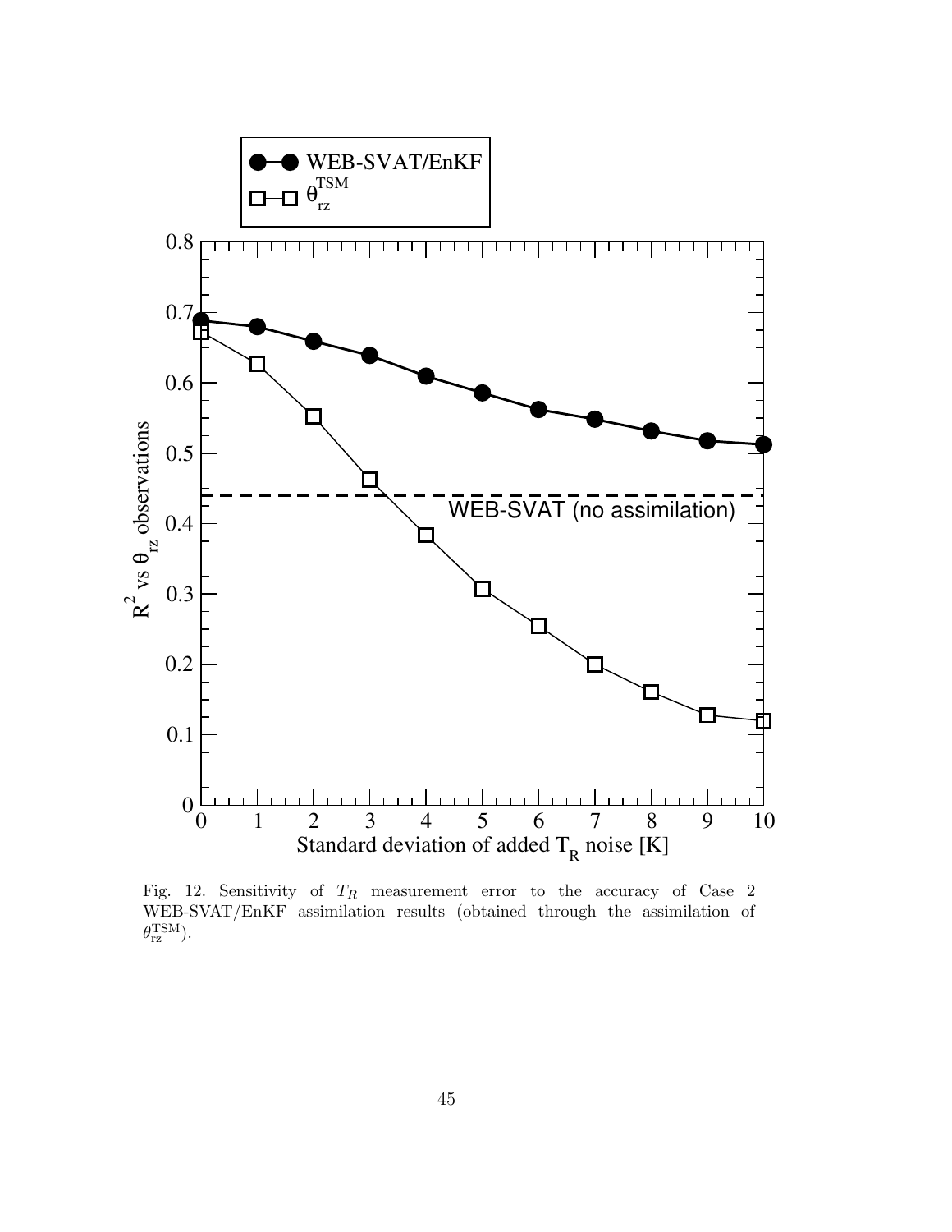WEB-SVAT/EnKF

$\theta_{rz}^{TSM}$

0.8

0.7

0.6

0.5

0.4

0.3

0.2

0.1

0

$R^2$ vs $\theta_{rz}$ observations

WEB-SVAT (no assimilation)

0 1 2 3 4 5 6 7 8 9 10

Standard deviation of added $T_R$ noise [K]

Fig. 12. Sensitivity of $T_R$ measurement error to the accuracy of Case 2 WEB-SVAT/EnKF assimilation results (obtained through the assimilation of $\theta_{rz}^{TSM}$).